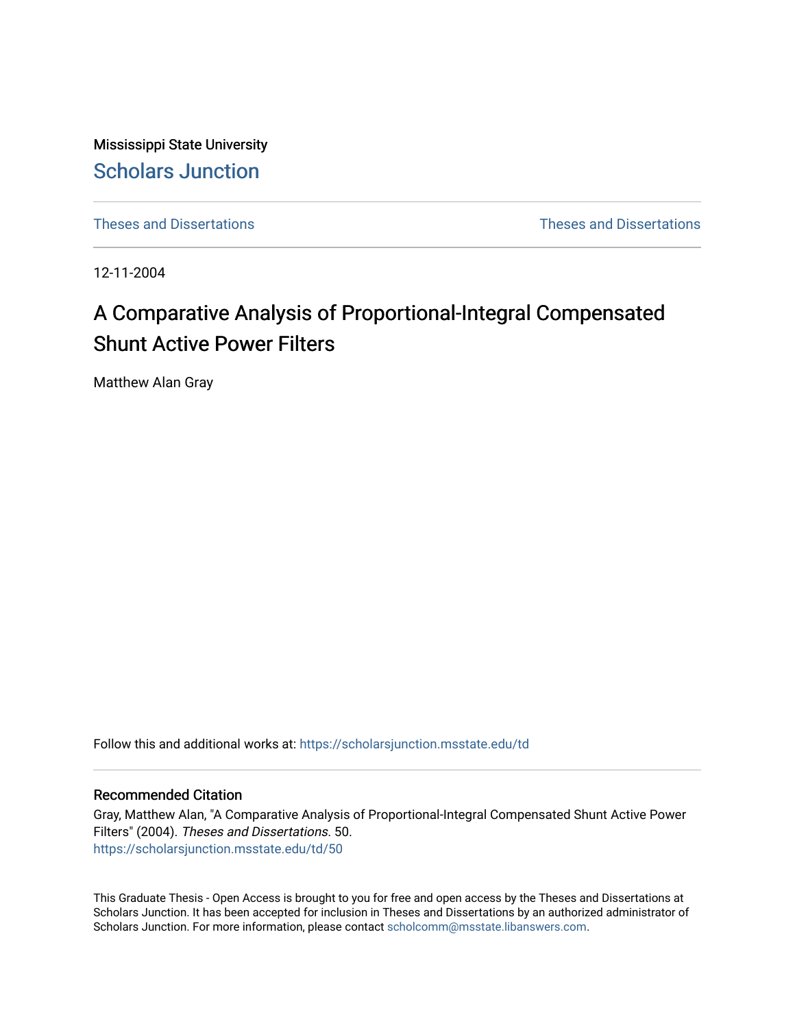Mississippi State University

# Scholars Junction

Theses and Dissertations | Theses and Dissertations

12-11-2004

## A Comparative Analysis of Proportional-Integral Compensated Shunt Active Power Filters

Matthew Alan Gray

Follow this and additional works at: https://scholarsjunction.msstate.edu/td

### Recommended Citation

Gray, Matthew Alan, "A Comparative Analysis of Proportional-Integral Compensated Shunt Active Power Filters" (2004). *Theses and Dissertations*. 50.
https://scholarsjunction.msstate.edu/td/50

This Graduate Thesis - Open Access is brought to you for free and open access by the Theses and Dissertations at Scholars Junction. It has been accepted for inclusion in Theses and Dissertations by an authorized administrator of Scholars Junction. For more information, please contact scholcomm@msstate.libanswers.com.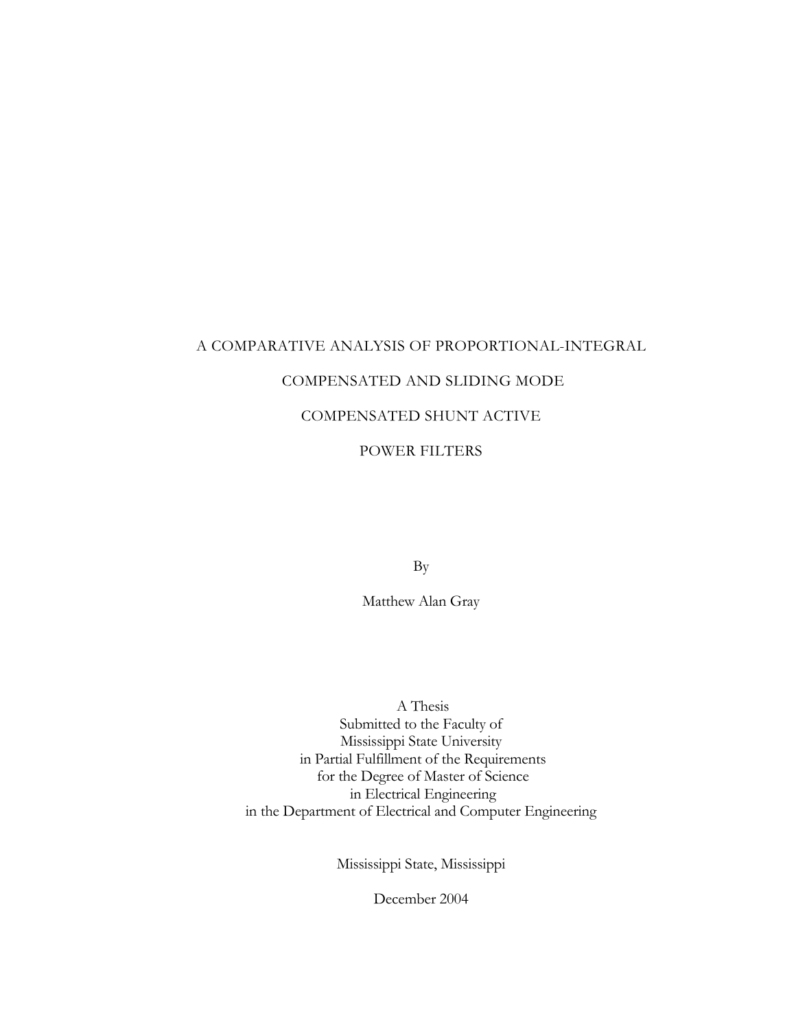# A COMPARATIVE ANALYSIS OF PROPORTIONAL-INTEGRAL COMPENSATED AND SLIDING MODE COMPENSATED SHUNT ACTIVE POWER FILTERS

By

Matthew Alan Gray

A Thesis
Submitted to the Faculty of
Mississippi State University
in Partial Fulfillment of the Requirements
for the Degree of Master of Science
in Electrical Engineering
in the Department of Electrical and Computer Engineering

Mississippi State, Mississippi

December 2004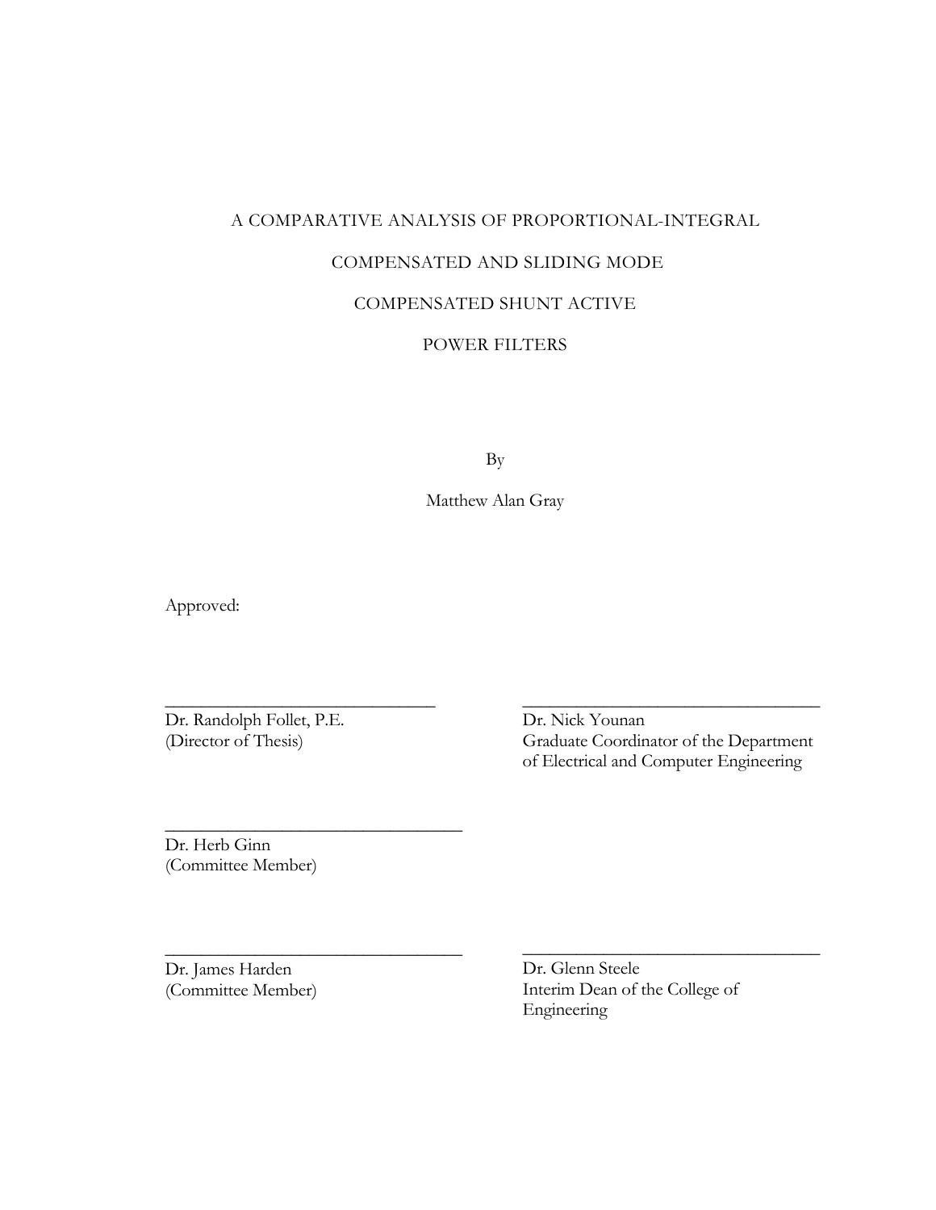A COMPARATIVE ANALYSIS OF PROPORTIONAL-INTEGRAL

COMPENSATED AND SLIDING MODE

COMPENSATED SHUNT ACTIVE

POWER FILTERS

By

Matthew Alan Gray

Approved:

\_\_\_\_\_\_\_\_\_\_\_\_\_\_\_\_\_\_\_\_\_\_\_\_\_\_\_\_\_\_
Dr. Randolph Follet, P.E.
(Director of Thesis)

\_\_\_\_\_\_\_\_\_\_\_\_\_\_\_\_\_\_\_\_\_\_\_\_\_\_\_\_\_\_
Dr. Nick Younan
Graduate Coordinator of the Department of Electrical and Computer Engineering

\_\_\_\_\_\_\_\_\_\_\_\_\_\_\_\_\_\_\_\_\_\_\_\_\_\_\_\_\_\_
Dr. Herb Ginn
(Committee Member)

\_\_\_\_\_\_\_\_\_\_\_\_\_\_\_\_\_\_\_\_\_\_\_\_\_\_\_\_\_\_
Dr. James Harden
(Committee Member)

\_\_\_\_\_\_\_\_\_\_\_\_\_\_\_\_\_\_\_\_\_\_\_\_\_\_\_\_\_\_
Dr. Glenn Steele
Interim Dean of the College of Engineering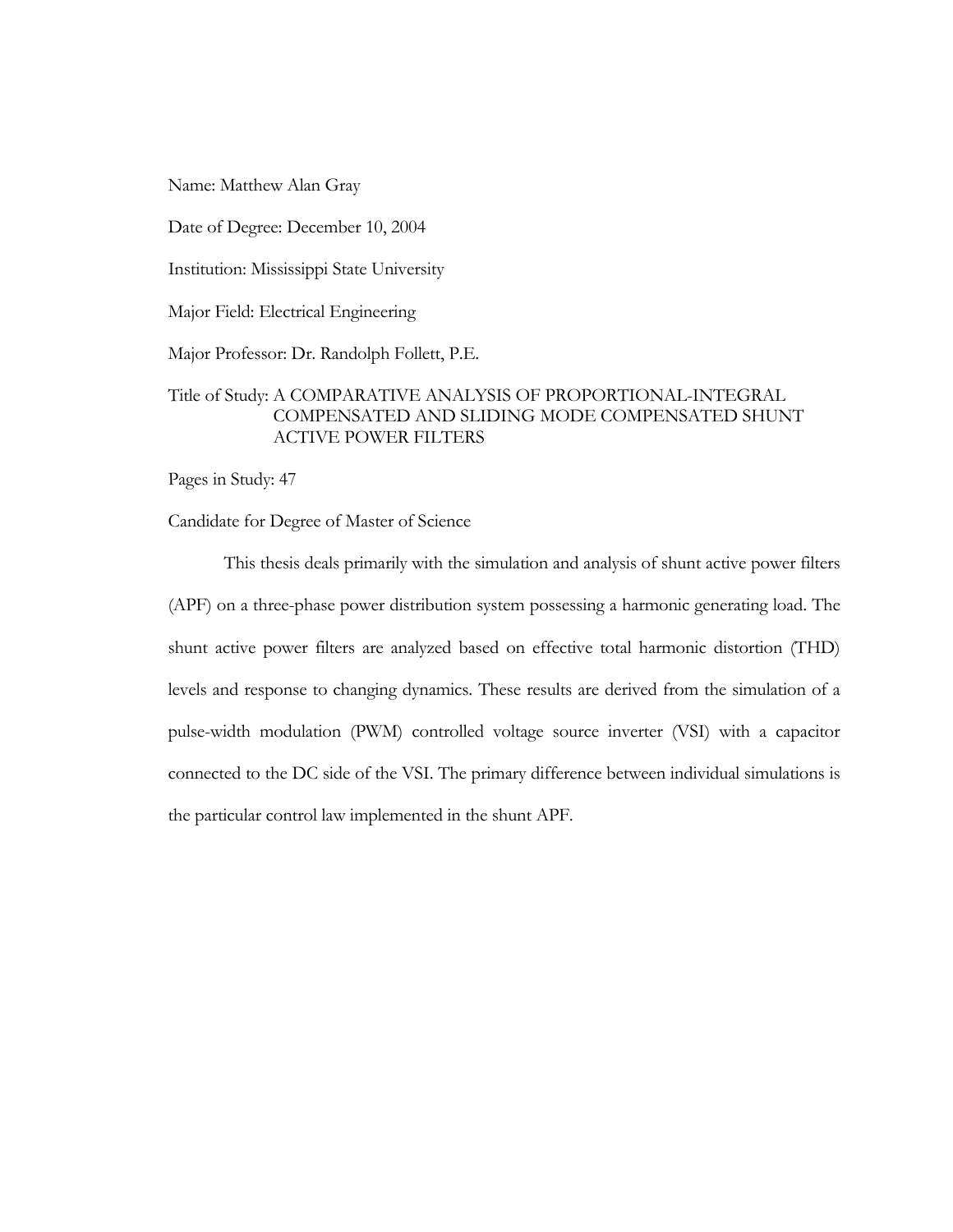Name: Matthew Alan Gray

Date of Degree: December 10, 2004

Institution: Mississippi State University

Major Field: Electrical Engineering

Major Professor: Dr. Randolph Follett, P.E.

Title of Study: A COMPARATIVE ANALYSIS OF PROPORTIONAL-INTEGRAL COMPENSATED AND SLIDING MODE COMPENSATED SHUNT ACTIVE POWER FILTERS

Pages in Study: 47

Candidate for Degree of Master of Science

This thesis deals primarily with the simulation and analysis of shunt active power filters (APF) on a three-phase power distribution system possessing a harmonic generating load. The shunt active power filters are analyzed based on effective total harmonic distortion (THD) levels and response to changing dynamics. These results are derived from the simulation of a pulse-width modulation (PWM) controlled voltage source inverter (VSI) with a capacitor connected to the DC side of the VSI. The primary difference between individual simulations is the particular control law implemented in the shunt APF.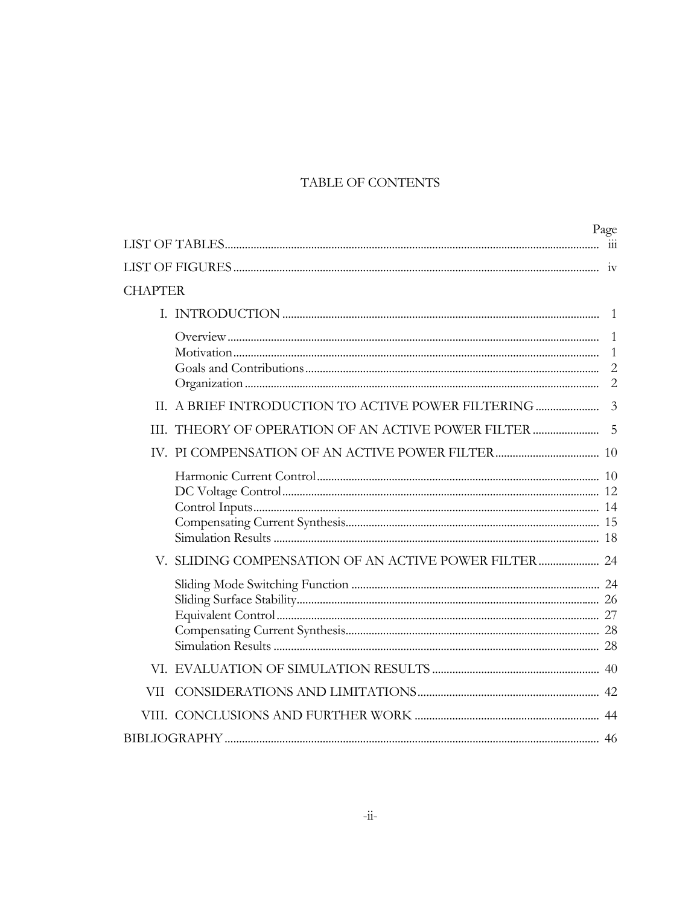# TABLE OF CONTENTS

| | Page |
|---|---|
| LIST OF TABLES | iii |
| LIST OF FIGURES | iv |
| CHAPTER | |
| I. INTRODUCTION | 1 |
| Overview | 1 |
| Motivation | 1 |
| Goals and Contributions | 2 |
| Organization | 2 |
| II. A BRIEF INTRODUCTION TO ACTIVE POWER FILTERING | 3 |
| III. THEORY OF OPERATION OF AN ACTIVE POWER FILTER | 5 |
| IV. PI COMPENSATION OF AN ACTIVE POWER FILTER | 10 |
| Harmonic Current Control | 10 |
| DC Voltage Control | 12 |
| Control Inputs | 14 |
| Compensating Current Synthesis | 15 |
| Simulation Results | 18 |
| V. SLIDING COMPENSATION OF AN ACTIVE POWER FILTER | 24 |
| Sliding Mode Switching Function | 24 |
| Sliding Surface Stability | 26 |
| Equivalent Control | 27 |
| Compensating Current Synthesis | 28 |
| Simulation Results | 28 |
| VI. EVALUATION OF SIMULATION RESULTS | 40 |
| VII CONSIDERATIONS AND LIMITATIONS | 42 |
| VIII. CONCLUSIONS AND FURTHER WORK | 44 |
| BIBLIOGRAPHY | 46 |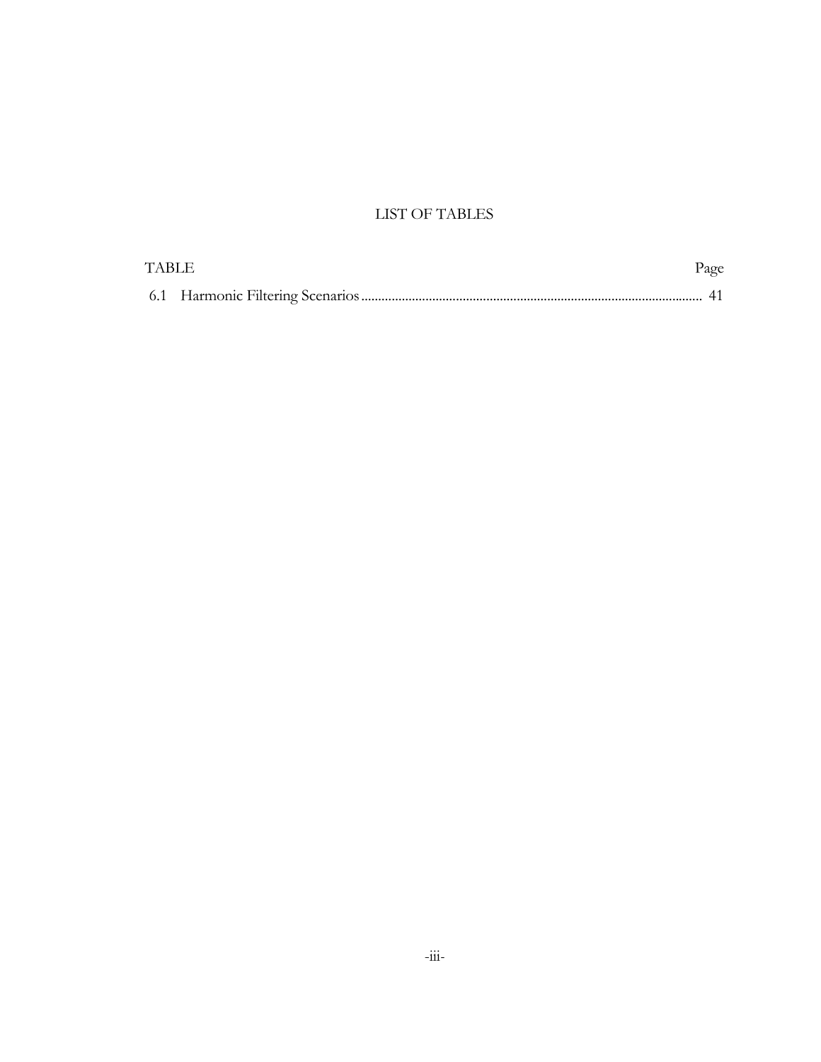# LIST OF TABLES

| TABLE | | Page |
|---|---|---|
| 6.1 | Harmonic Filtering Scenarios | 41 |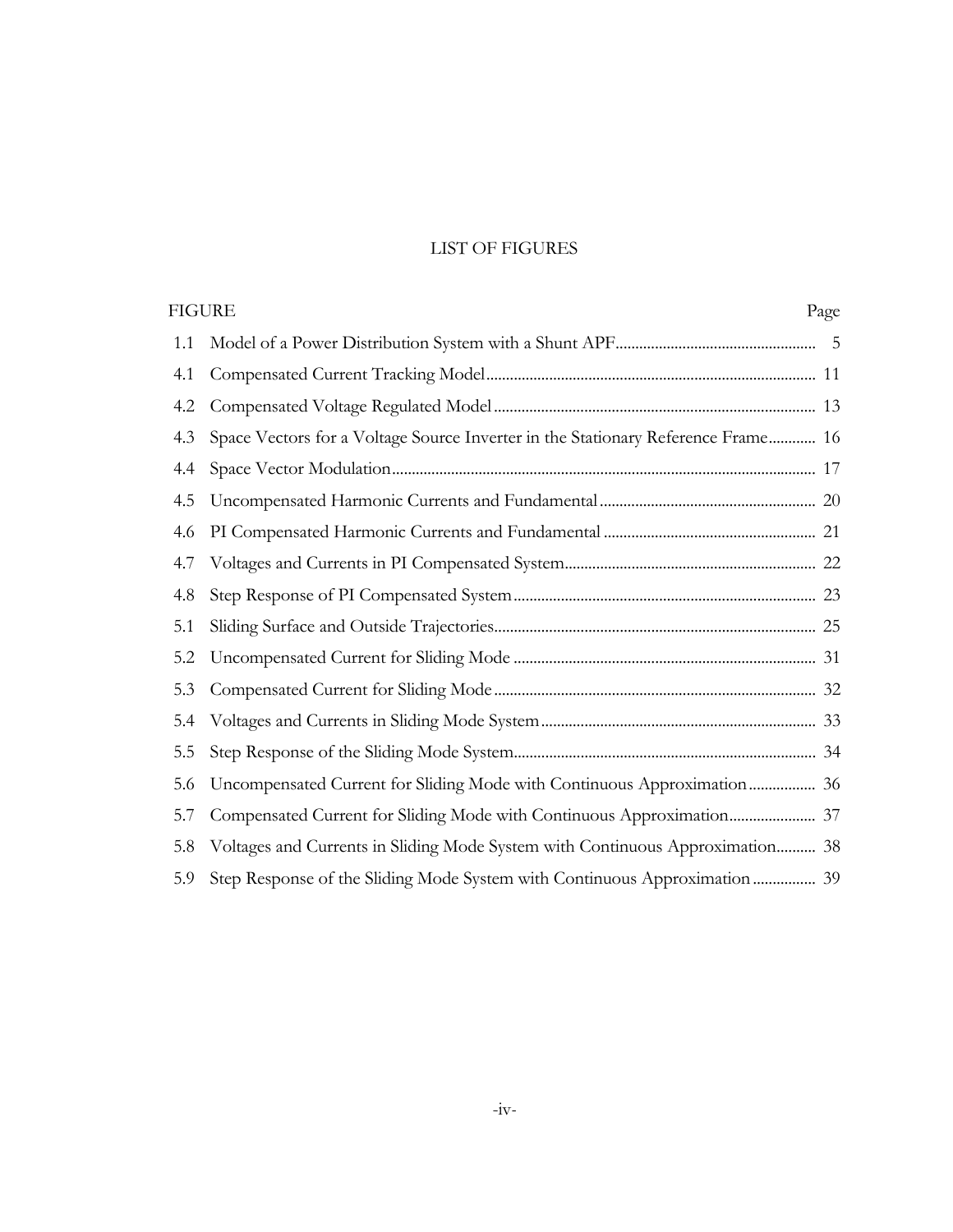# LIST OF FIGURES

| FIGURE | | Page |
|---|---|---|
| 1.1 | Model of a Power Distribution System with a Shunt APF | 5 |
| 4.1 | Compensated Current Tracking Model | 11 |
| 4.2 | Compensated Voltage Regulated Model | 13 |
| 4.3 | Space Vectors for a Voltage Source Inverter in the Stationary Reference Frame | 16 |
| 4.4 | Space Vector Modulation | 17 |
| 4.5 | Uncompensated Harmonic Currents and Fundamental | 20 |
| 4.6 | PI Compensated Harmonic Currents and Fundamental | 21 |
| 4.7 | Voltages and Currents in PI Compensated System | 22 |
| 4.8 | Step Response of PI Compensated System | 23 |
| 5.1 | Sliding Surface and Outside Trajectories | 25 |
| 5.2 | Uncompensated Current for Sliding Mode | 31 |
| 5.3 | Compensated Current for Sliding Mode | 32 |
| 5.4 | Voltages and Currents in Sliding Mode System | 33 |
| 5.5 | Step Response of the Sliding Mode System | 34 |
| 5.6 | Uncompensated Current for Sliding Mode with Continuous Approximation | 36 |
| 5.7 | Compensated Current for Sliding Mode with Continuous Approximation | 37 |
| 5.8 | Voltages and Currents in Sliding Mode System with Continuous Approximation | 38 |
| 5.9 | Step Response of the Sliding Mode System with Continuous Approximation | 39 |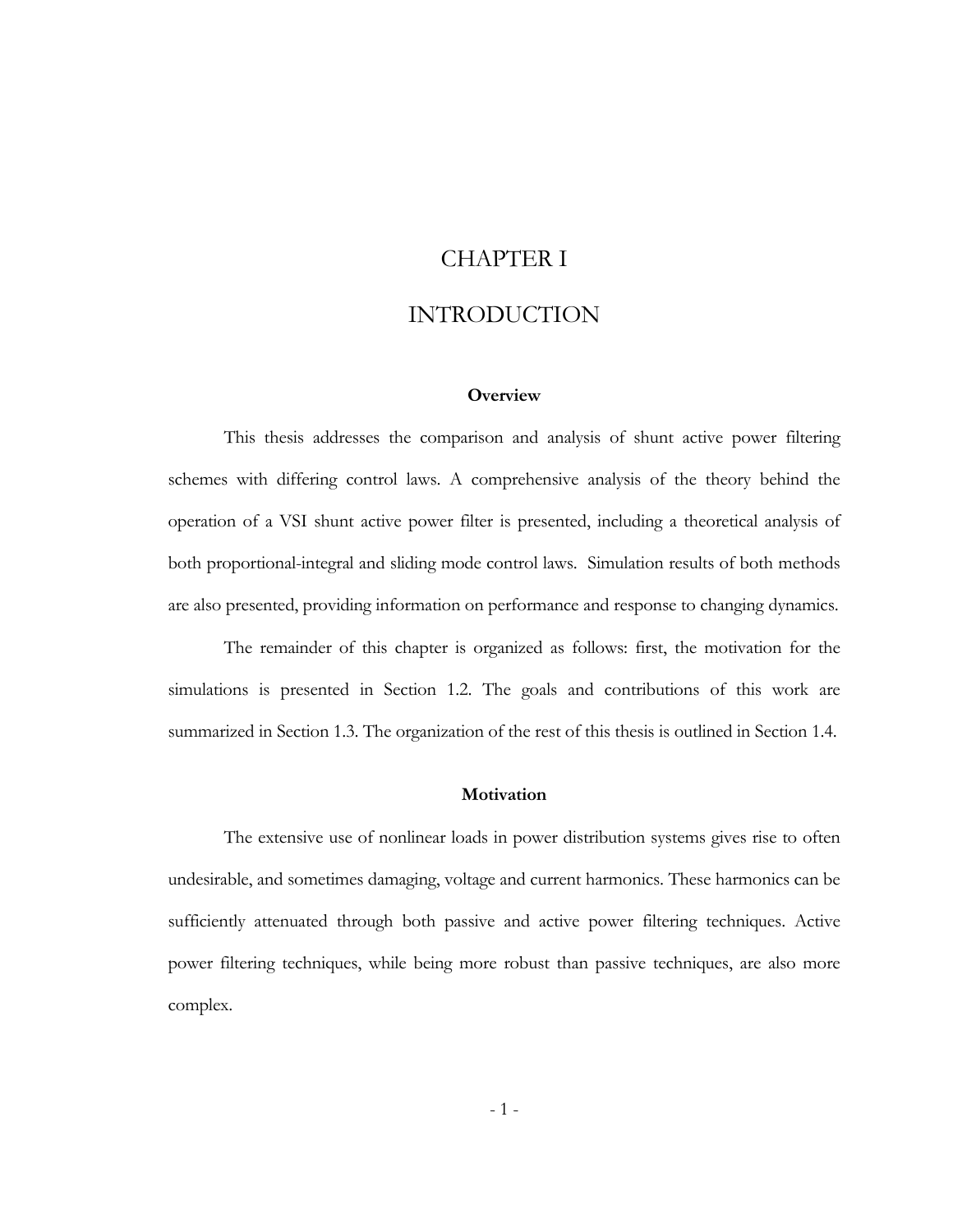# CHAPTER I

# INTRODUCTION

## Overview

This thesis addresses the comparison and analysis of shunt active power filtering schemes with differing control laws. A comprehensive analysis of the theory behind the operation of a VSI shunt active power filter is presented, including a theoretical analysis of both proportional-integral and sliding mode control laws. Simulation results of both methods are also presented, providing information on performance and response to changing dynamics.

The remainder of this chapter is organized as follows: first, the motivation for the simulations is presented in Section 1.2. The goals and contributions of this work are summarized in Section 1.3. The organization of the rest of this thesis is outlined in Section 1.4.

## Motivation

The extensive use of nonlinear loads in power distribution systems gives rise to often undesirable, and sometimes damaging, voltage and current harmonics. These harmonics can be sufficiently attenuated through both passive and active power filtering techniques. Active power filtering techniques, while being more robust than passive techniques, are also more complex.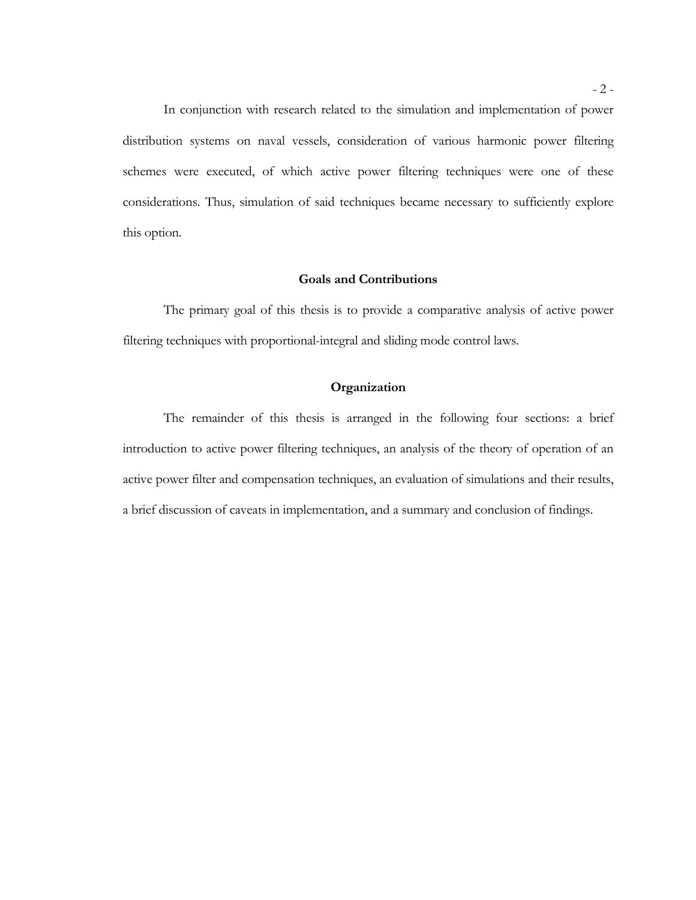In conjunction with research related to the simulation and implementation of power distribution systems on naval vessels, consideration of various harmonic power filtering schemes were executed, of which active power filtering techniques were one of these considerations. Thus, simulation of said techniques became necessary to sufficiently explore this option.

## Goals and Contributions

The primary goal of this thesis is to provide a comparative analysis of active power filtering techniques with proportional-integral and sliding mode control laws.

## Organization

The remainder of this thesis is arranged in the following four sections: a brief introduction to active power filtering techniques, an analysis of the theory of operation of an active power filter and compensation techniques, an evaluation of simulations and their results, a brief discussion of caveats in implementation, and a summary and conclusion of findings.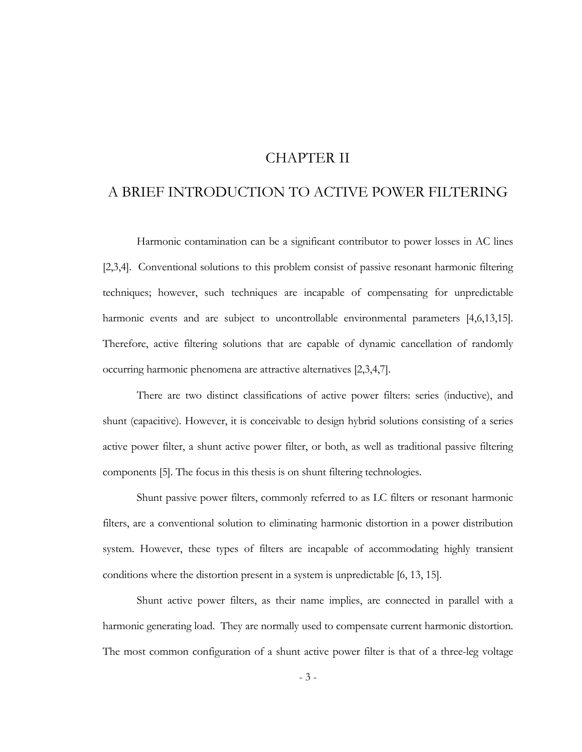# CHAPTER II

# A BRIEF INTRODUCTION TO ACTIVE POWER FILTERING

Harmonic contamination can be a significant contributor to power losses in AC lines [2,3,4]. Conventional solutions to this problem consist of passive resonant harmonic filtering techniques; however, such techniques are incapable of compensating for unpredictable harmonic events and are subject to uncontrollable environmental parameters [4,6,13,15]. Therefore, active filtering solutions that are capable of dynamic cancellation of randomly occurring harmonic phenomena are attractive alternatives [2,3,4,7].

There are two distinct classifications of active power filters: series (inductive), and shunt (capacitive). However, it is conceivable to design hybrid solutions consisting of a series active power filter, a shunt active power filter, or both, as well as traditional passive filtering components [5]. The focus in this thesis is on shunt filtering technologies.

Shunt passive power filters, commonly referred to as LC filters or resonant harmonic filters, are a conventional solution to eliminating harmonic distortion in a power distribution system. However, these types of filters are incapable of accommodating highly transient conditions where the distortion present in a system is unpredictable [6, 13, 15].

Shunt active power filters, as their name implies, are connected in parallel with a harmonic generating load. They are normally used to compensate current harmonic distortion. The most common configuration of a shunt active power filter is that of a three-leg voltage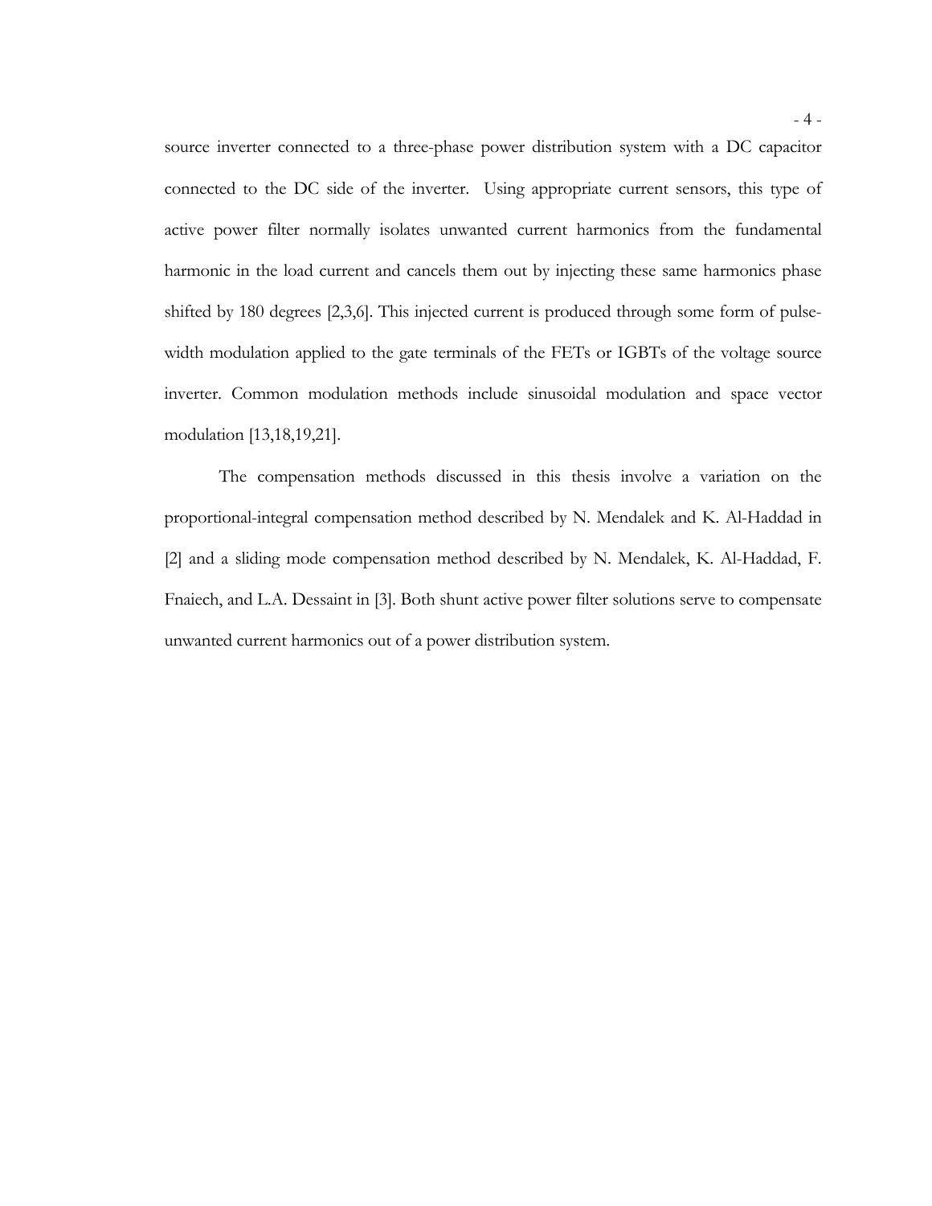source inverter connected to a three-phase power distribution system with a DC capacitor connected to the DC side of the inverter. Using appropriate current sensors, this type of active power filter normally isolates unwanted current harmonics from the fundamental harmonic in the load current and cancels them out by injecting these same harmonics phase shifted by 180 degrees [2,3,6]. This injected current is produced through some form of pulse-width modulation applied to the gate terminals of the FETs or IGBTs of the voltage source inverter. Common modulation methods include sinusoidal modulation and space vector modulation [13,18,19,21].

The compensation methods discussed in this thesis involve a variation on the proportional-integral compensation method described by N. Mendalek and K. Al-Haddad in [2] and a sliding mode compensation method described by N. Mendalek, K. Al-Haddad, F. Fnaiech, and L.A. Dessaint in [3]. Both shunt active power filter solutions serve to compensate unwanted current harmonics out of a power distribution system.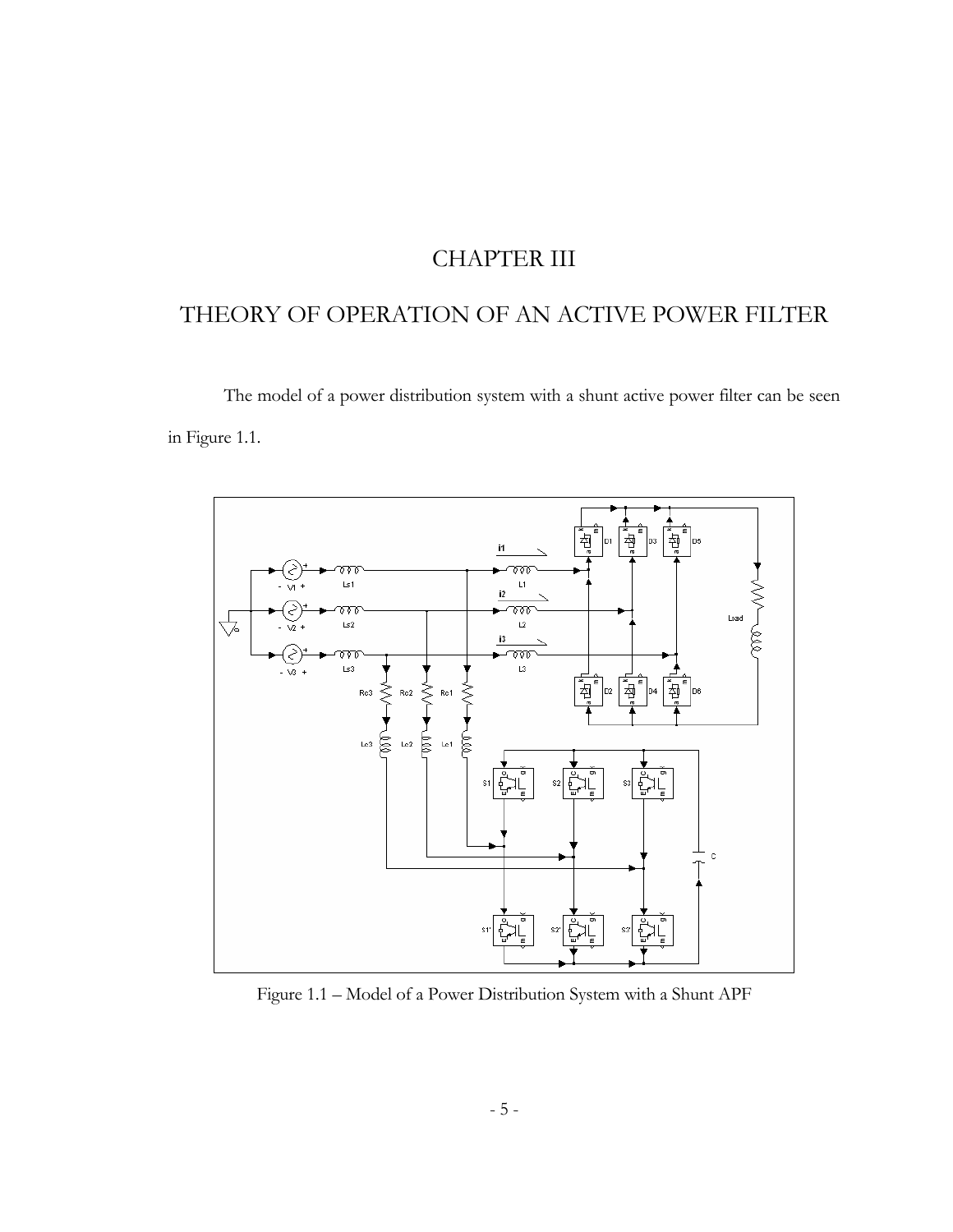# CHAPTER III

## THEORY OF OPERATION OF AN ACTIVE POWER FILTER

The model of a power distribution system with a shunt active power filter can be seen in Figure 1.1.

Figure 1.1 – Model of a Power Distribution System with a Shunt APF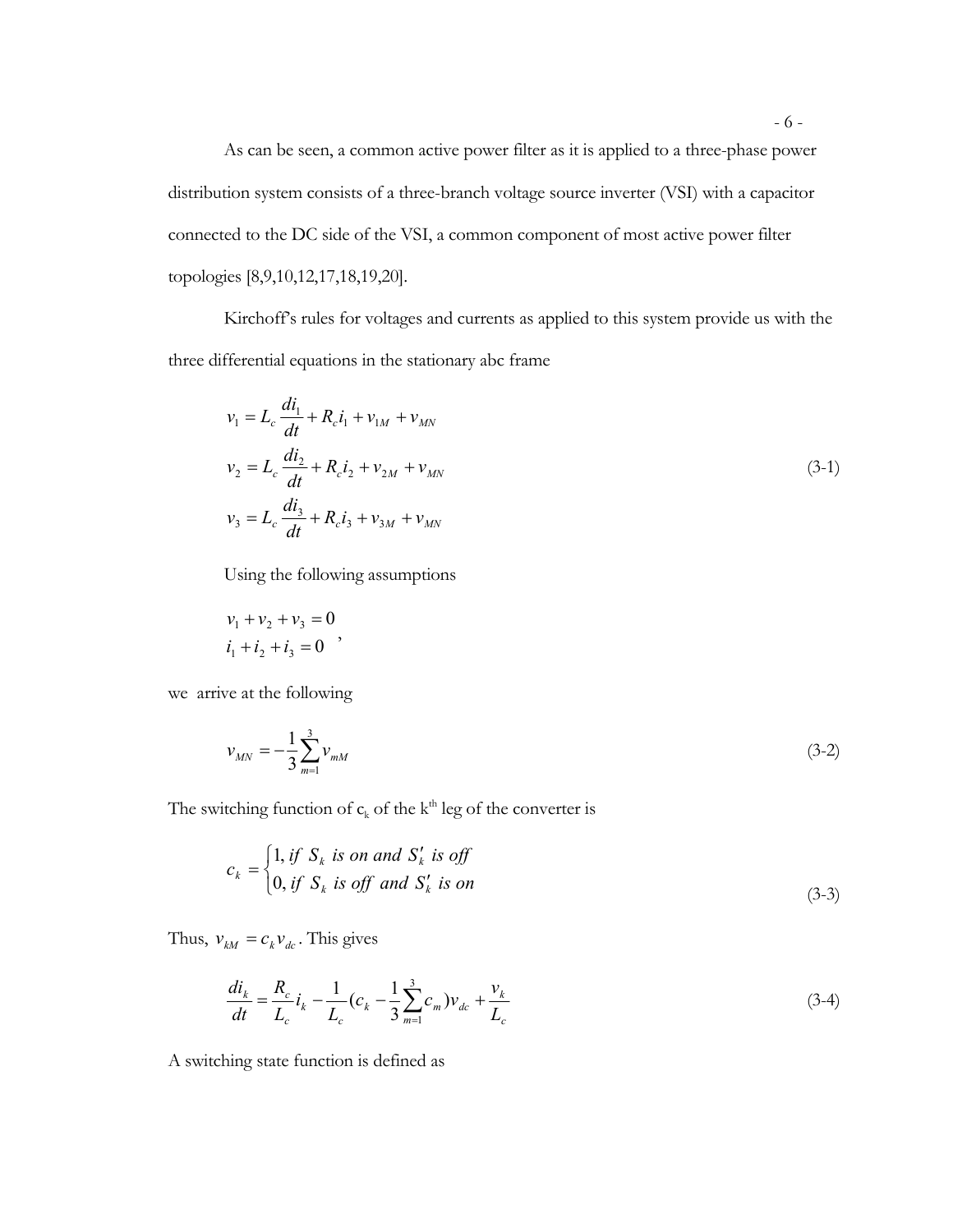As can be seen, a common active power filter as it is applied to a three-phase power distribution system consists of a three-branch voltage source inverter (VSI) with a capacitor connected to the DC side of the VSI, a common component of most active power filter topologies [8,9,10,12,17,18,19,20].

Kirchoff's rules for voltages and currents as applied to this system provide us with the three differential equations in the stationary abc frame

$$
\begin{aligned}
v_1 &= L_c \frac{di_1}{dt} + R_c i_1 + v_{1M} + v_{MN} \\
v_2 &= L_c \frac{di_2}{dt} + R_c i_2 + v_{2M} + v_{MN} \\
v_3 &= L_c \frac{di_3}{dt} + R_c i_3 + v_{3M} + v_{MN}
\end{aligned}
\tag{3-1}
$$

Using the following assumptions

$$
\begin{aligned}
v_1 + v_2 + v_3 &= 0 \\
i_1 + i_2 + i_3 &= 0
\end{aligned},
$$

we arrive at the following

$$
v_{MN} = -\frac{1}{3}\sum_{m=1}^{3} v_{mM} \tag{3-2}
$$

The switching function of $c_k$ of the $k^{th}$ leg of the converter is

$$
c_k = \begin{cases} 1, \, if \;\; S_k \;\; is \; on \; and \;\; S'_k \;\; is \; off \\ 0, \, if \;\; S_k \;\; is \; off \;\; and \;\; S'_k \;\; is \; on \end{cases} \tag{3-3}
$$

Thus, $v_{kM} = c_k v_{dc}$. This gives

$$
\frac{di_k}{dt} = \frac{R_c}{L_c} i_k - \frac{1}{L_c}(c_k - \frac{1}{3}\sum_{m=1}^{3} c_m) v_{dc} + \frac{v_k}{L_c} \tag{3-4}
$$

A switching state function is defined as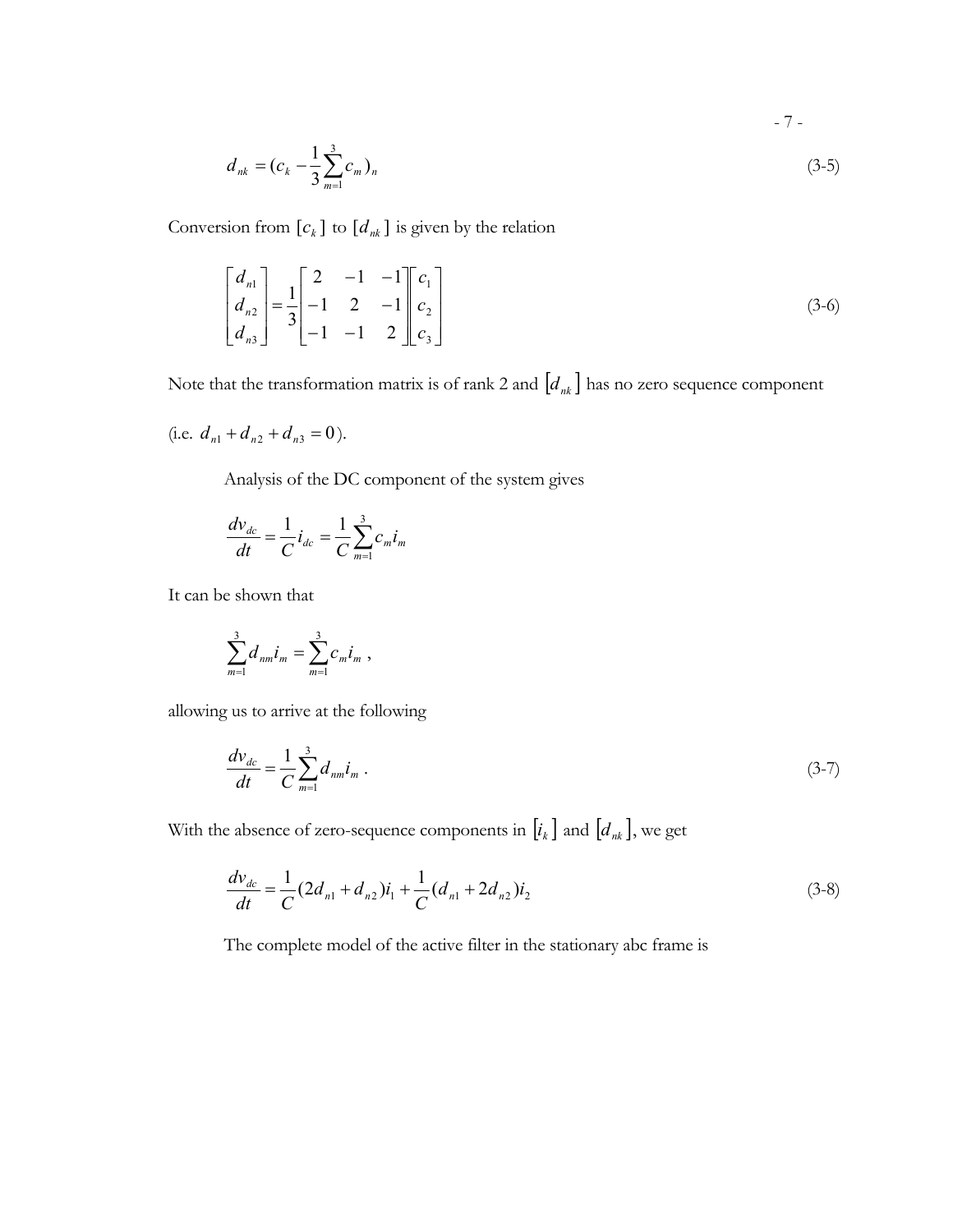$$d_{nk} = (c_k - \frac{1}{3}\sum_{m=1}^{3} c_m)_n \tag{3-5}$$

Conversion from $[c_k]$ to $[d_{nk}]$ is given by the relation

$$\begin{bmatrix} d_{n1} \\ d_{n2} \\ d_{n3} \end{bmatrix} = \frac{1}{3}\begin{bmatrix} 2 & -1 & -1 \\ -1 & 2 & -1 \\ -1 & -1 & 2 \end{bmatrix}\begin{bmatrix} c_1 \\ c_2 \\ c_3 \end{bmatrix} \tag{3-6}$$

Note that the transformation matrix is of rank 2 and $[d_{nk}]$ has no zero sequence component (i.e. $d_{n1} + d_{n2} + d_{n3} = 0$).

Analysis of the DC component of the system gives

$$\frac{dv_{dc}}{dt} = \frac{1}{C}i_{dc} = \frac{1}{C}\sum_{m=1}^{3} c_m i_m$$

It can be shown that

$$\sum_{m=1}^{3} d_{nm} i_m = \sum_{m=1}^{3} c_m i_m \ ,$$

allowing us to arrive at the following

$$\frac{dv_{dc}}{dt} = \frac{1}{C}\sum_{m=1}^{3} d_{nm} i_m \ . \tag{3-7}$$

With the absence of zero-sequence components in $[i_k]$ and $[d_{nk}]$, we get

$$\frac{dv_{dc}}{dt} = \frac{1}{C}(2d_{n1} + d_{n2})i_1 + \frac{1}{C}(d_{n1} + 2d_{n2})i_2 \tag{3-8}$$

The complete model of the active filter in the stationary abc frame is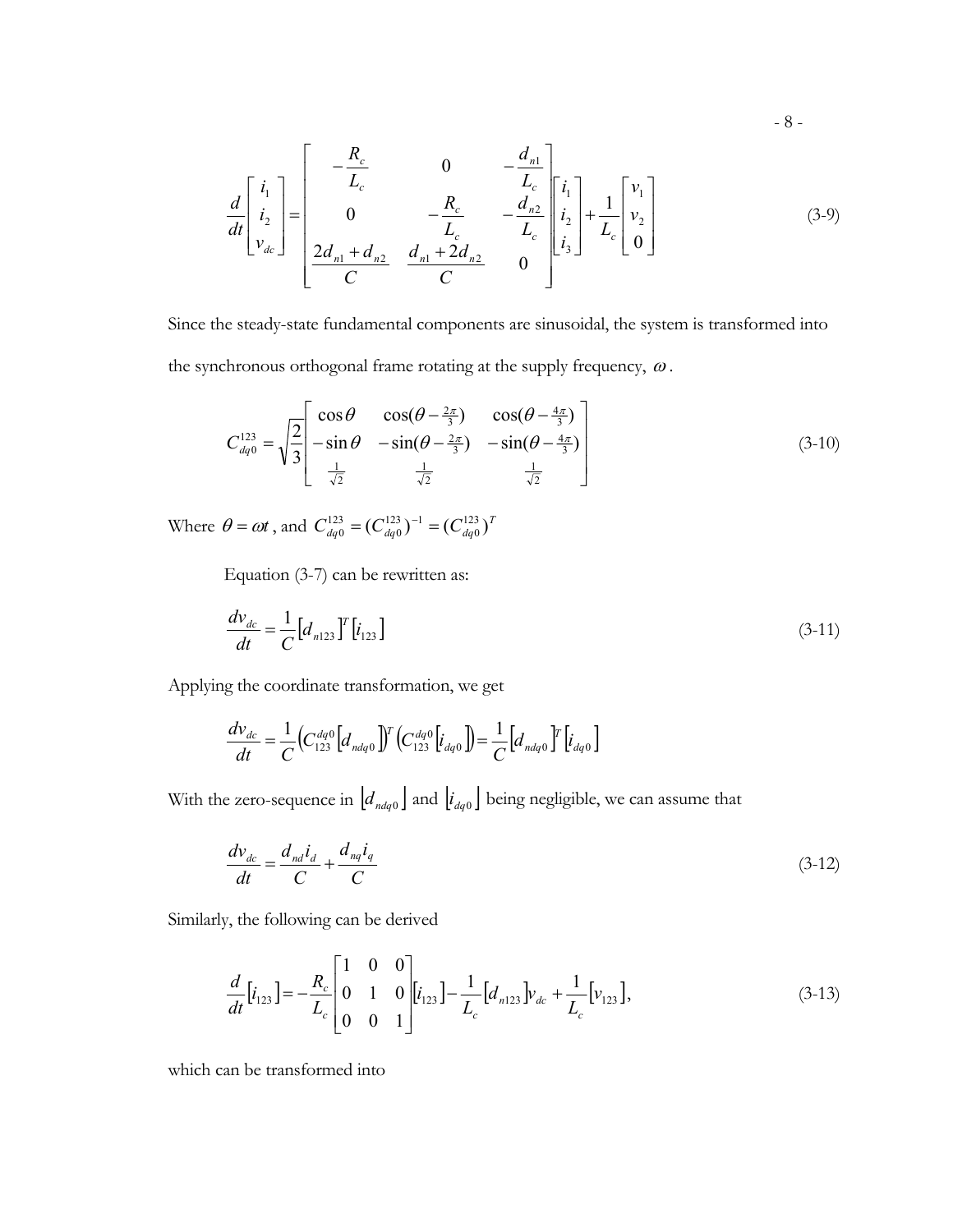$$\frac{d}{dt}\begin{bmatrix} i_1 \\ i_2 \\ v_{dc} \end{bmatrix} = \begin{bmatrix} -\frac{R_c}{L_c} & 0 & -\frac{d_{n1}}{L_c} \\ 0 & -\frac{R_c}{L_c} & -\frac{d_{n2}}{L_c} \\ \frac{2d_{n1}+d_{n2}}{C} & \frac{d_{n1}+2d_{n2}}{C} & 0 \end{bmatrix}\begin{bmatrix} i_1 \\ i_2 \\ i_3 \end{bmatrix} + \frac{1}{L_c}\begin{bmatrix} v_1 \\ v_2 \\ 0 \end{bmatrix} \tag{3-9}$$

Since the steady-state fundamental components are sinusoidal, the system is transformed into the synchronous orthogonal frame rotating at the supply frequency, $\omega$.

$$C_{dq0}^{123} = \sqrt{\frac{2}{3}}\begin{bmatrix} \cos\theta & \cos(\theta - \frac{2\pi}{3}) & \cos(\theta - \frac{4\pi}{3}) \\ -\sin\theta & -\sin(\theta - \frac{2\pi}{3}) & -\sin(\theta - \frac{4\pi}{3}) \\ \frac{1}{\sqrt{2}} & \frac{1}{\sqrt{2}} & \frac{1}{\sqrt{2}} \end{bmatrix} \tag{3-10}$$

Where $\theta = \omega t$, and $C_{dq0}^{123} = (C_{dq0}^{123})^{-1} = (C_{dq0}^{123})^{T}$

Equation (3-7) can be rewritten as:

$$\frac{dv_{dc}}{dt} = \frac{1}{C}\left[d_{n123}\right]^T\left[i_{123}\right] \tag{3-11}$$

Applying the coordinate transformation, we get

$$\frac{dv_{dc}}{dt} = \frac{1}{C}\left(C_{123}^{dq0}\left[d_{ndq0}\right]\right)^T\left(C_{123}^{dq0}\left[i_{dq0}\right]\right) = \frac{1}{C}\left[d_{ndq0}\right]^T\left[i_{dq0}\right]$$

With the zero-sequence in $\left[d_{ndq0}\right]$ and $\left[i_{dq0}\right]$ being negligible, we can assume that

$$\frac{dv_{dc}}{dt} = \frac{d_{nd}i_d}{C} + \frac{d_{nq}i_q}{C} \tag{3-12}$$

Similarly, the following can be derived

$$\frac{d}{dt}\left[i_{123}\right] = -\frac{R_c}{L_c}\begin{bmatrix} 1 & 0 & 0 \\ 0 & 1 & 0 \\ 0 & 0 & 1 \end{bmatrix}\left[i_{123}\right] - \frac{1}{L_c}\left[d_{n123}\right]v_{dc} + \frac{1}{L_c}\left[v_{123}\right], \tag{3-13}$$

which can be transformed into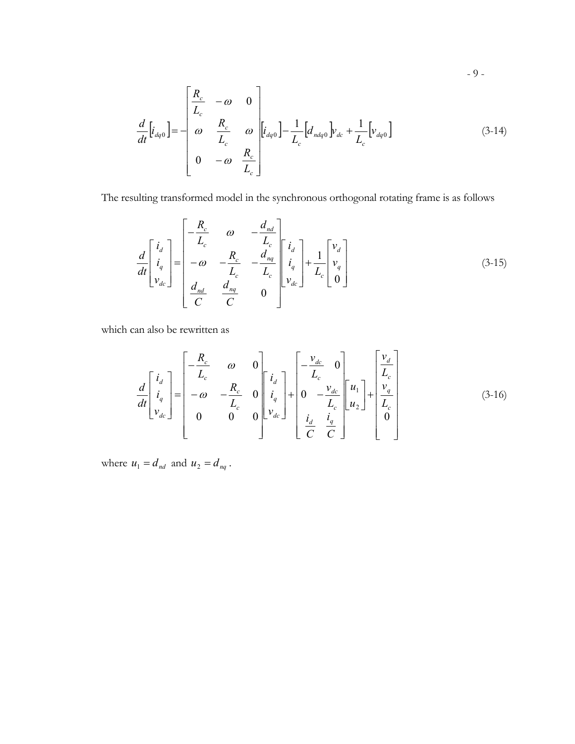$$\frac{d}{dt}\left[i_{dq0}\right] = -\begin{bmatrix} \dfrac{R_c}{L_c} & -\omega & 0 \\ \omega & \dfrac{R_c}{L_c} & \omega \\ 0 & -\omega & \dfrac{R_c}{L_c} \end{bmatrix}\left[i_{dq0}\right] - \frac{1}{L_c}\left[d_{ndq0}\right]v_{dc} + \frac{1}{L_c}\left[v_{dq0}\right] \tag{3-14}$$

The resulting transformed model in the synchronous orthogonal rotating frame is as follows

$$\frac{d}{dt}\begin{bmatrix} i_d \\ i_q \\ v_{dc} \end{bmatrix} = \begin{bmatrix} -\dfrac{R_c}{L_c} & \omega & -\dfrac{d_{nd}}{L_c} \\ -\omega & -\dfrac{R_c}{L_c} & -\dfrac{d_{nq}}{L_c} \\ \dfrac{d_{nd}}{C} & \dfrac{d_{nq}}{C} & 0 \end{bmatrix}\begin{bmatrix} i_d \\ i_q \\ v_{dc} \end{bmatrix} + \frac{1}{L_c}\begin{bmatrix} v_d \\ v_q \\ 0 \end{bmatrix} \tag{3-15}$$

which can also be rewritten as

$$\frac{d}{dt}\begin{bmatrix} i_d \\ i_q \\ v_{dc} \end{bmatrix} = \begin{bmatrix} -\dfrac{R_c}{L_c} & \omega & 0 \\ -\omega & -\dfrac{R_c}{L_c} & 0 \\ 0 & 0 & 0 \end{bmatrix}\begin{bmatrix} i_d \\ i_q \\ v_{dc} \end{bmatrix} + \begin{bmatrix} -\dfrac{v_{dc}}{L_c} & 0 \\ 0 & -\dfrac{v_{dc}}{L_c} \\ \dfrac{i_d}{C} & \dfrac{i_q}{C} \end{bmatrix}\begin{bmatrix} u_1 \\ u_2 \end{bmatrix} + \begin{bmatrix} \dfrac{v_d}{L_c} \\ \dfrac{v_q}{L_c} \\ 0 \end{bmatrix} \tag{3-16}$$

where $u_1 = d_{nd}$ and $u_2 = d_{nq}$.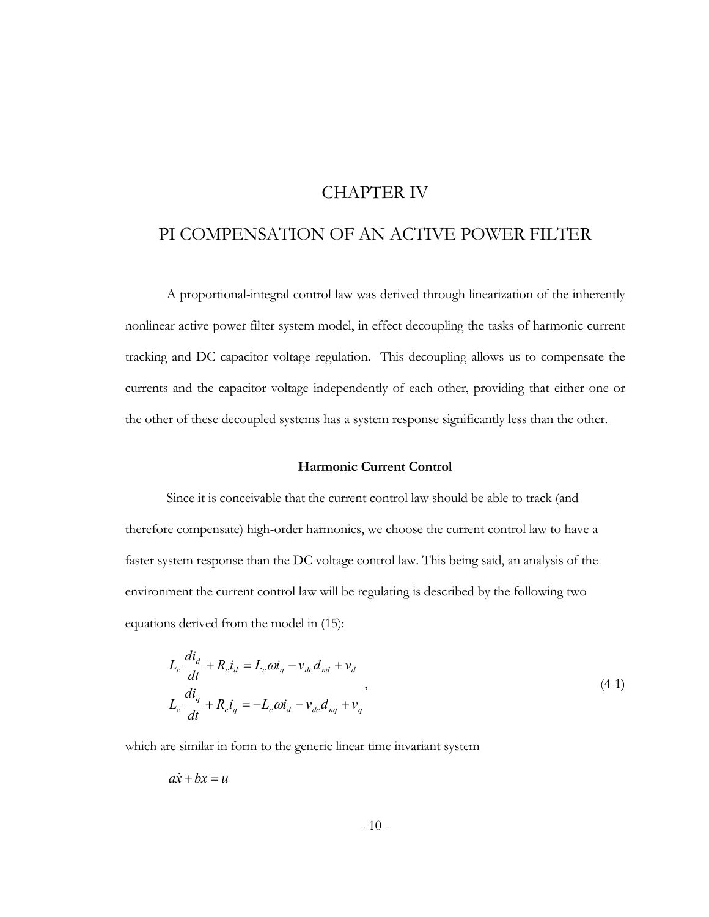# CHAPTER IV

# PI COMPENSATION OF AN ACTIVE POWER FILTER

A proportional-integral control law was derived through linearization of the inherently nonlinear active power filter system model, in effect decoupling the tasks of harmonic current tracking and DC capacitor voltage regulation. This decoupling allows us to compensate the currents and the capacitor voltage independently of each other, providing that either one or the other of these decoupled systems has a system response significantly less than the other.

### Harmonic Current Control

Since it is conceivable that the current control law should be able to track (and therefore compensate) high-order harmonics, we choose the current control law to have a faster system response than the DC voltage control law. This being said, an analysis of the environment the current control law will be regulating is described by the following two equations derived from the model in (15):

$$
\begin{aligned}
L_c \frac{di_d}{dt} + R_c i_d &= L_c \omega i_q - v_{dc} d_{nd} + v_d \\
L_c \frac{di_q}{dt} + R_c i_q &= -L_c \omega i_d - v_{dc} d_{nq} + v_q
\end{aligned}
, \tag{4-1}
$$

which are similar in form to the generic linear time invariant system

$$a\dot{x} + bx = u$$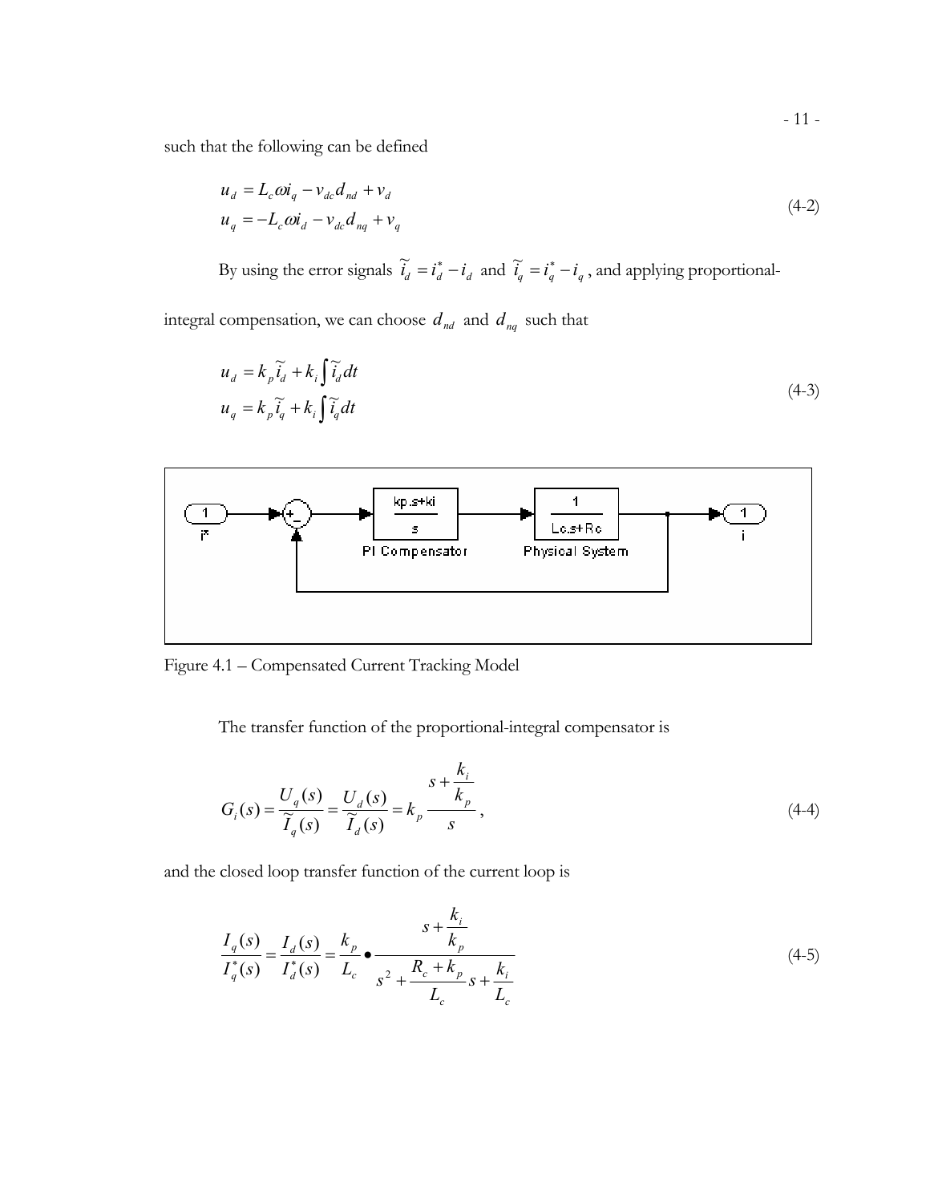such that the following can be defined

$$
\begin{aligned}
u_d &= L_c \omega i_q - v_{dc} d_{nd} + v_d \\
u_q &= -L_c \omega i_d - v_{dc} d_{nq} + v_q
\end{aligned}
\tag{4-2}
$$

By using the error signals $\widetilde{i}_d = i_d^* - i_d$ and $\widetilde{i}_q = i_q^* - i_q$, and applying proportional-integral compensation, we can choose $d_{nd}$ and $d_{nq}$ such that

$$
\begin{aligned}
u_d &= k_p \widetilde{i}_d + k_i \int \widetilde{i}_d dt \\
u_q &= k_p \widetilde{i}_q + k_i \int \widetilde{i}_q dt
\end{aligned}
\tag{4-3}
$$

Figure 4.1 – Compensated Current Tracking Model

The transfer function of the proportional-integral compensator is

$$
G_i(s) = \frac{U_q(s)}{\widetilde{I}_q(s)} = \frac{U_d(s)}{\widetilde{I}_d(s)} = k_p \frac{s + \frac{k_i}{k_p}}{s}, \tag{4-4}
$$

and the closed loop transfer function of the current loop is

$$
\frac{I_q(s)}{I_q^*(s)} = \frac{I_d(s)}{I_d^*(s)} = \frac{k_p}{L_c} \bullet \frac{s + \frac{k_i}{k_p}}{s^2 + \frac{R_c + k_p}{L_c} s + \frac{k_i}{L_c}} \tag{4-5}
$$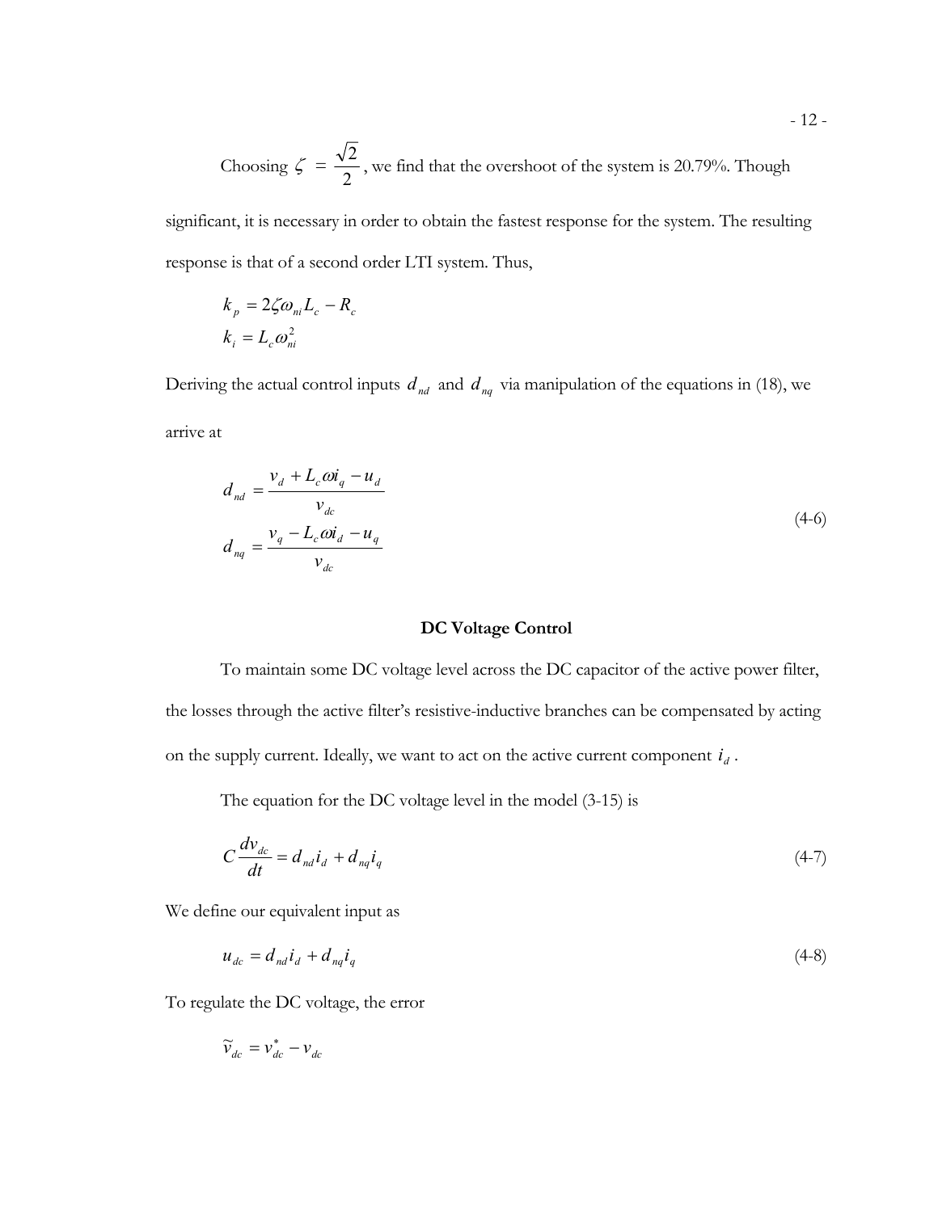Choosing $\zeta = \frac{\sqrt{2}}{2}$, we find that the overshoot of the system is 20.79%. Though significant, it is necessary in order to obtain the fastest response for the system. The resulting response is that of a second order LTI system. Thus,

$$
\begin{aligned}
k_p &= 2\zeta\omega_{ni}L_c - R_c \\
k_i &= L_c\omega_{ni}^2
\end{aligned}
$$

Deriving the actual control inputs $d_{nd}$ and $d_{nq}$ via manipulation of the equations in (18), we arrive at

$$
\begin{aligned}
d_{nd} &= \frac{v_d + L_c\omega i_q - u_d}{v_{dc}} \\
d_{nq} &= \frac{v_q - L_c\omega i_d - u_q}{v_{dc}}
\end{aligned}
\tag{4-6}
$$

### DC Voltage Control

To maintain some DC voltage level across the DC capacitor of the active power filter, the losses through the active filter's resistive-inductive branches can be compensated by acting on the supply current. Ideally, we want to act on the active current component $i_d$.

The equation for the DC voltage level in the model (3-15) is

$$
C\frac{dv_{dc}}{dt} = d_{nd}i_d + d_{nq}i_q \tag{4-7}
$$

We define our equivalent input as

$$
u_{dc} = d_{nd}i_d + d_{nq}i_q \tag{4-8}
$$

To regulate the DC voltage, the error

$$
\widetilde{v}_{dc} = v_{dc}^* - v_{dc}
$$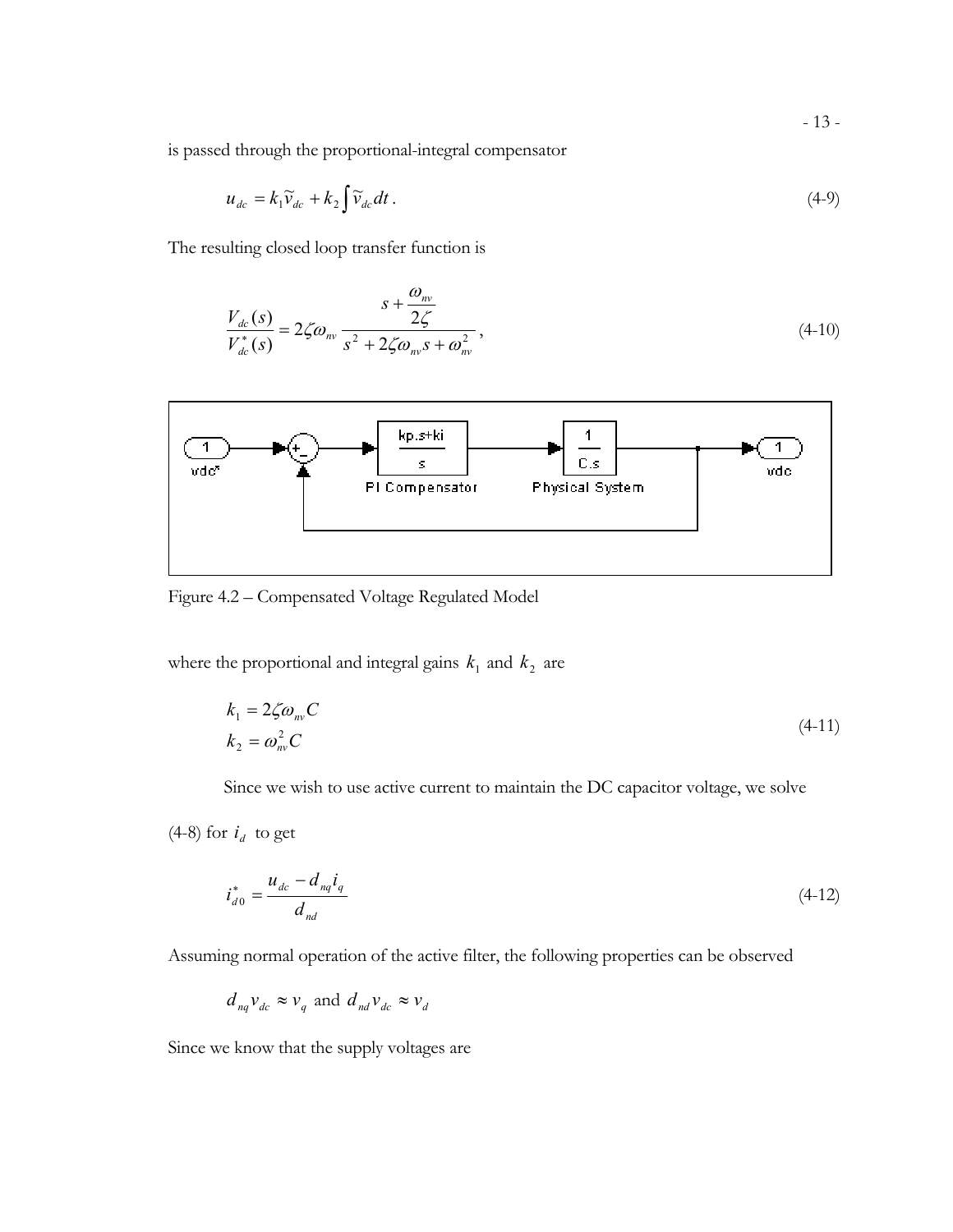is passed through the proportional-integral compensator

$$u_{dc} = k_1 \widetilde{v}_{dc} + k_2 \int \widetilde{v}_{dc} dt \,. \tag{4-9}$$

The resulting closed loop transfer function is

$$\frac{V_{dc}(s)}{V_{dc}^*(s)} = 2\zeta\omega_{nv} \frac{s + \dfrac{\omega_{nv}}{2\zeta}}{s^2 + 2\zeta\omega_{nv}s + \omega_{nv}^2}\,, \tag{4-10}$$

Figure 4.2 – Compensated Voltage Regulated Model

where the proportional and integral gains $k_1$ and $k_2$ are

$$\begin{aligned} k_1 &= 2\zeta\omega_{nv} C \\ k_2 &= \omega_{nv}^2 C \end{aligned} \tag{4-11}$$

Since we wish to use active current to maintain the DC capacitor voltage, we solve (4-8) for $i_d$ to get

$$i_{d0}^* = \frac{u_{dc} - d_{nq} i_q}{d_{nd}} \tag{4-12}$$

Assuming normal operation of the active filter, the following properties can be observed

$d_{nq} v_{dc} \approx v_q$ and $d_{nd} v_{dc} \approx v_d$

Since we know that the supply voltages are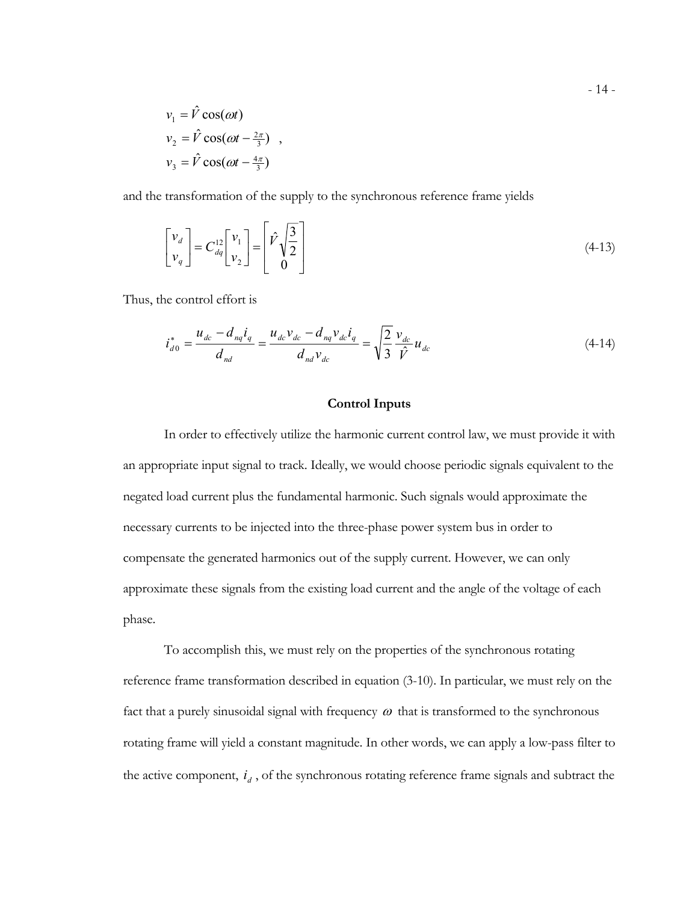$$
\begin{aligned}
v_1 &= \hat{V}\cos(\omega t) \\
v_2 &= \hat{V}\cos(\omega t - \tfrac{2\pi}{3}) \quad , \\
v_3 &= \hat{V}\cos(\omega t - \tfrac{4\pi}{3})
\end{aligned}
$$

and the transformation of the supply to the synchronous reference frame yields

$$
\begin{bmatrix} v_d \\ v_q \end{bmatrix} = C_{dq}^{12} \begin{bmatrix} v_1 \\ v_2 \end{bmatrix} = \begin{bmatrix} \hat{V}\sqrt{\dfrac{3}{2}} \\ 0 \end{bmatrix} \tag{4-13}
$$

Thus, the control effort is

$$
i_{d0}^{*} = \frac{u_{dc} - d_{nq} i_q}{d_{nd}} = \frac{u_{dc} v_{dc} - d_{nq} v_{dc} i_q}{d_{nd} v_{dc}} = \sqrt{\frac{2}{3}} \frac{v_{dc}}{\hat{V}} u_{dc} \tag{4-14}
$$

## Control Inputs

In order to effectively utilize the harmonic current control law, we must provide it with an appropriate input signal to track. Ideally, we would choose periodic signals equivalent to the negated load current plus the fundamental harmonic. Such signals would approximate the necessary currents to be injected into the three-phase power system bus in order to compensate the generated harmonics out of the supply current. However, we can only approximate these signals from the existing load current and the angle of the voltage of each phase.

To accomplish this, we must rely on the properties of the synchronous rotating reference frame transformation described in equation (3-10). In particular, we must rely on the fact that a purely sinusoidal signal with frequency $\omega$ that is transformed to the synchronous rotating frame will yield a constant magnitude. In other words, we can apply a low-pass filter to the active component, $i_d$, of the synchronous rotating reference frame signals and subtract the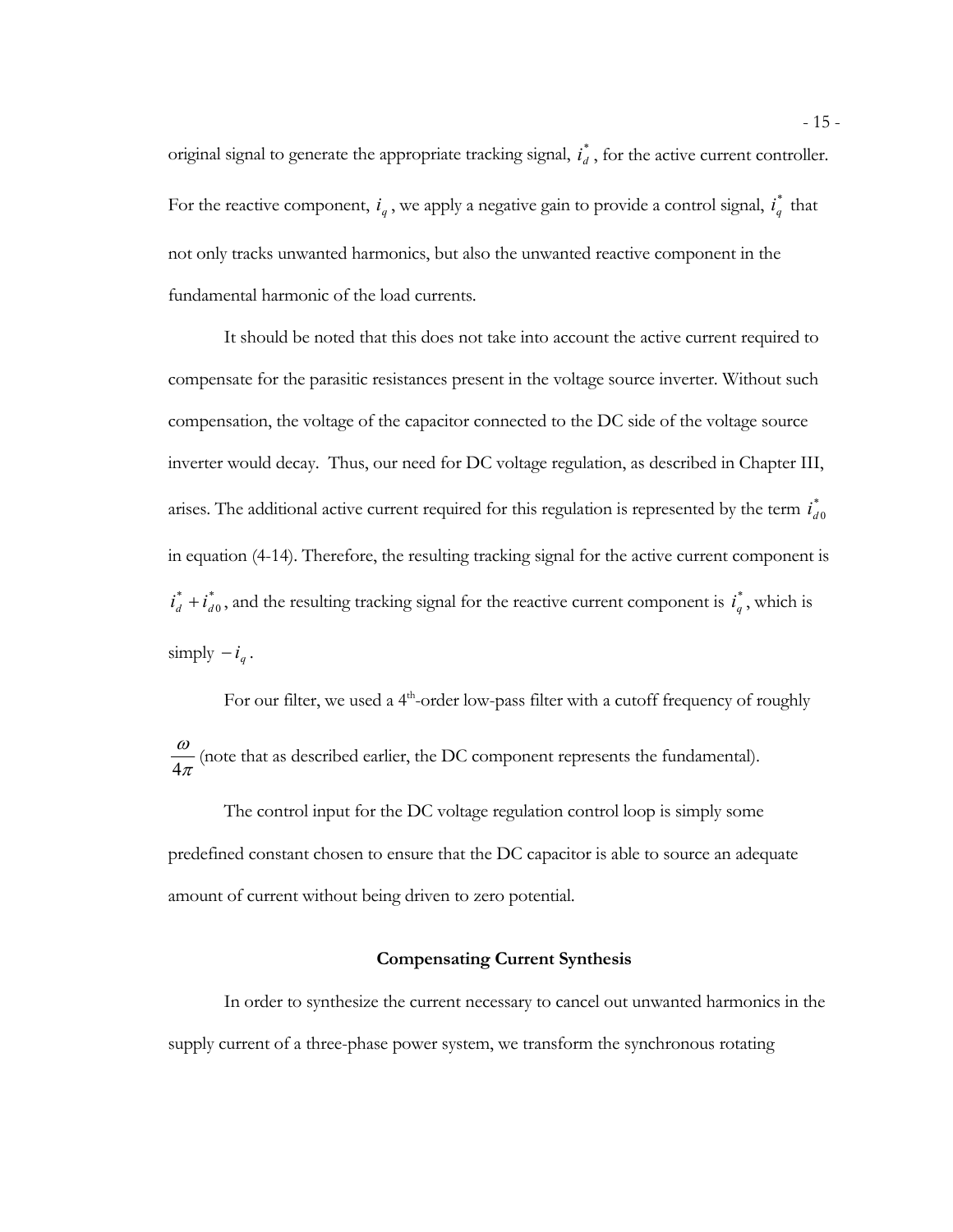original signal to generate the appropriate tracking signal, $i_d^*$, for the active current controller. For the reactive component, $i_q$, we apply a negative gain to provide a control signal, $i_q^*$ that not only tracks unwanted harmonics, but also the unwanted reactive component in the fundamental harmonic of the load currents.

It should be noted that this does not take into account the active current required to compensate for the parasitic resistances present in the voltage source inverter. Without such compensation, the voltage of the capacitor connected to the DC side of the voltage source inverter would decay. Thus, our need for DC voltage regulation, as described in Chapter III, arises. The additional active current required for this regulation is represented by the term $i_{d0}^*$ in equation (4-14). Therefore, the resulting tracking signal for the active current component is $i_d^* + i_{d0}^*$, and the resulting tracking signal for the reactive current component is $i_q^*$, which is simply $-i_q$.

For our filter, we used a 4th-order low-pass filter with a cutoff frequency of roughly $\dfrac{\omega}{4\pi}$ (note that as described earlier, the DC component represents the fundamental).

The control input for the DC voltage regulation control loop is simply some predefined constant chosen to ensure that the DC capacitor is able to source an adequate amount of current without being driven to zero potential.

### Compensating Current Synthesis

In order to synthesize the current necessary to cancel out unwanted harmonics in the supply current of a three-phase power system, we transform the synchronous rotating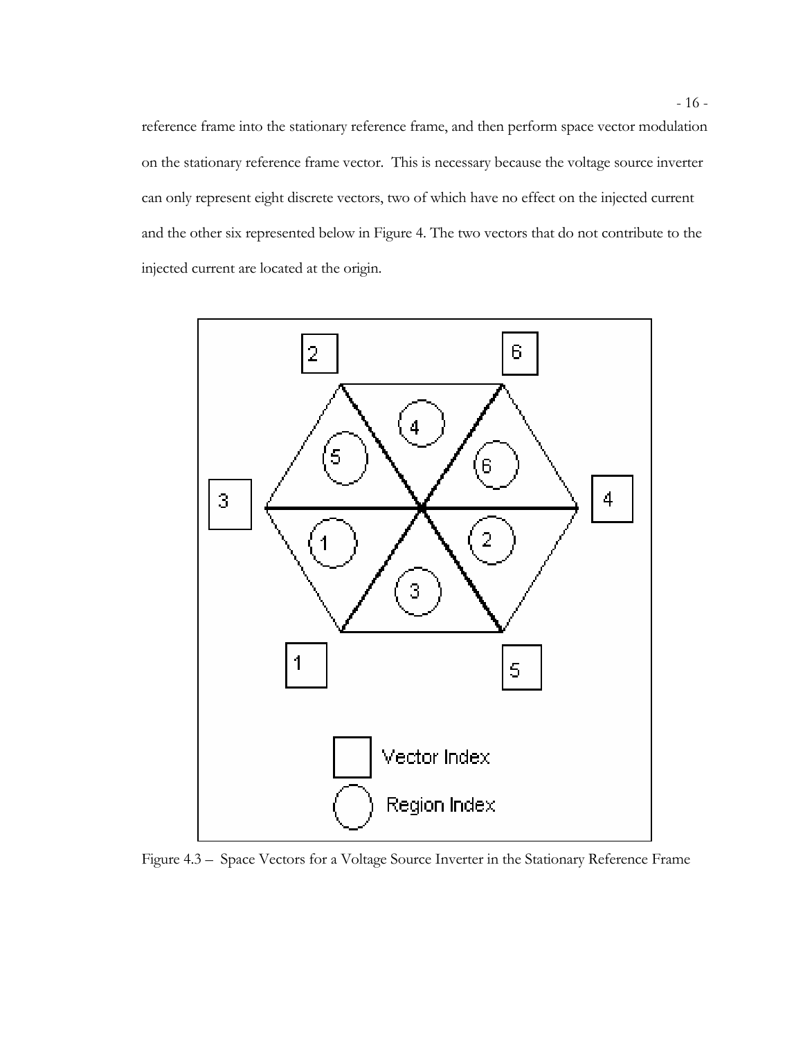reference frame into the stationary reference frame, and then perform space vector modulation on the stationary reference frame vector. This is necessary because the voltage source inverter can only represent eight discrete vectors, two of which have no effect on the injected current and the other six represented below in Figure 4. The two vectors that do not contribute to the injected current are located at the origin.

Figure 4.3 – Space Vectors for a Voltage Source Inverter in the Stationary Reference Frame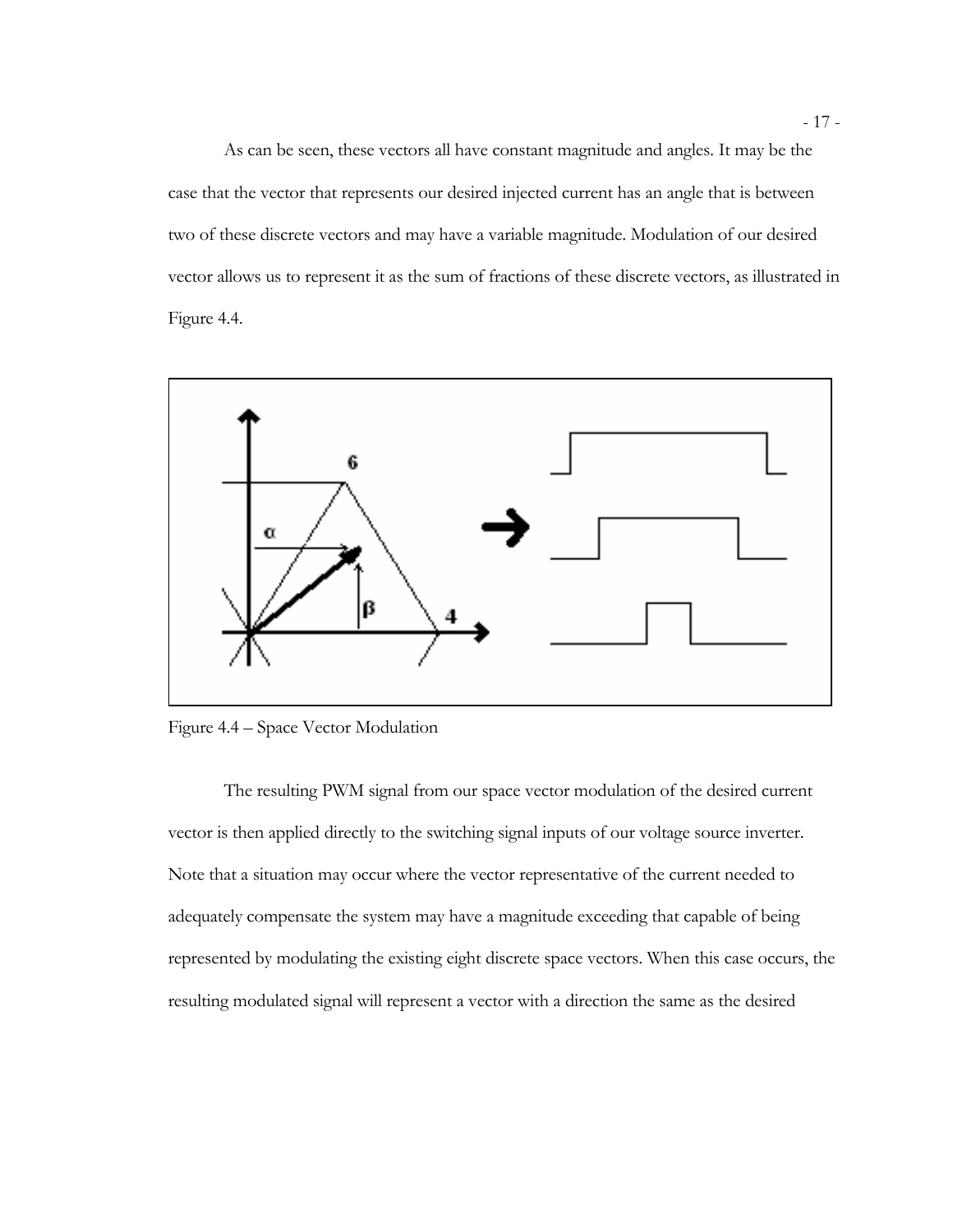As can be seen, these vectors all have constant magnitude and angles. It may be the case that the vector that represents our desired injected current has an angle that is between two of these discrete vectors and may have a variable magnitude. Modulation of our desired vector allows us to represent it as the sum of fractions of these discrete vectors, as illustrated in Figure 4.4.

Figure 4.4 – Space Vector Modulation

The resulting PWM signal from our space vector modulation of the desired current vector is then applied directly to the switching signal inputs of our voltage source inverter. Note that a situation may occur where the vector representative of the current needed to adequately compensate the system may have a magnitude exceeding that capable of being represented by modulating the existing eight discrete space vectors. When this case occurs, the resulting modulated signal will represent a vector with a direction the same as the desired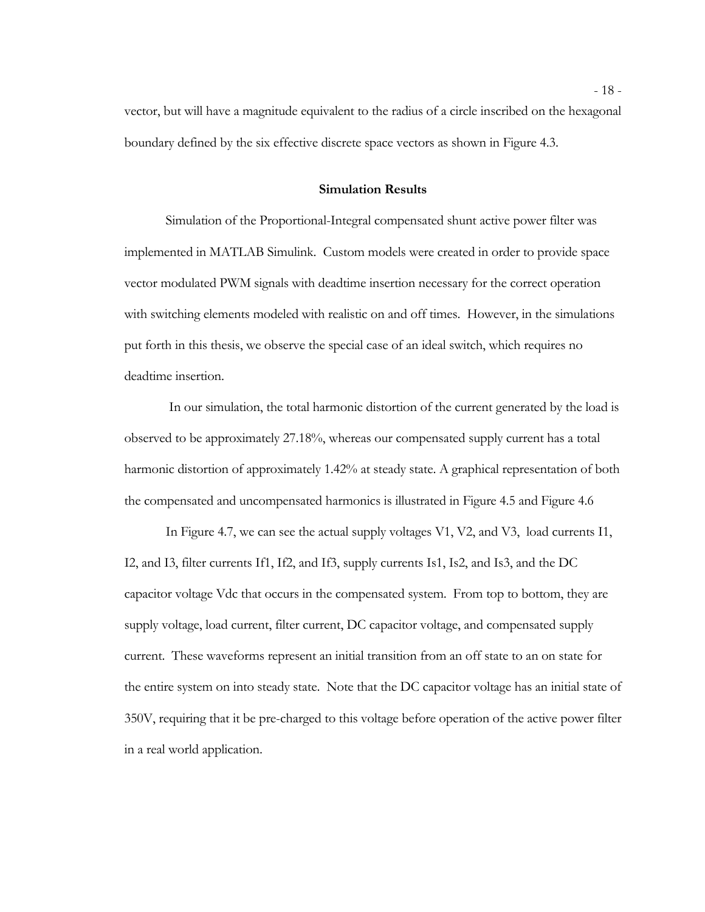vector, but will have a magnitude equivalent to the radius of a circle inscribed on the hexagonal boundary defined by the six effective discrete space vectors as shown in Figure 4.3.

## Simulation Results

Simulation of the Proportional-Integral compensated shunt active power filter was implemented in MATLAB Simulink. Custom models were created in order to provide space vector modulated PWM signals with deadtime insertion necessary for the correct operation with switching elements modeled with realistic on and off times. However, in the simulations put forth in this thesis, we observe the special case of an ideal switch, which requires no deadtime insertion.

In our simulation, the total harmonic distortion of the current generated by the load is observed to be approximately 27.18%, whereas our compensated supply current has a total harmonic distortion of approximately 1.42% at steady state. A graphical representation of both the compensated and uncompensated harmonics is illustrated in Figure 4.5 and Figure 4.6

In Figure 4.7, we can see the actual supply voltages V1, V2, and V3, load currents I1, I2, and I3, filter currents If1, If2, and If3, supply currents Is1, Is2, and Is3, and the DC capacitor voltage Vdc that occurs in the compensated system. From top to bottom, they are supply voltage, load current, filter current, DC capacitor voltage, and compensated supply current. These waveforms represent an initial transition from an off state to an on state for the entire system on into steady state. Note that the DC capacitor voltage has an initial state of 350V, requiring that it be pre-charged to this voltage before operation of the active power filter in a real world application.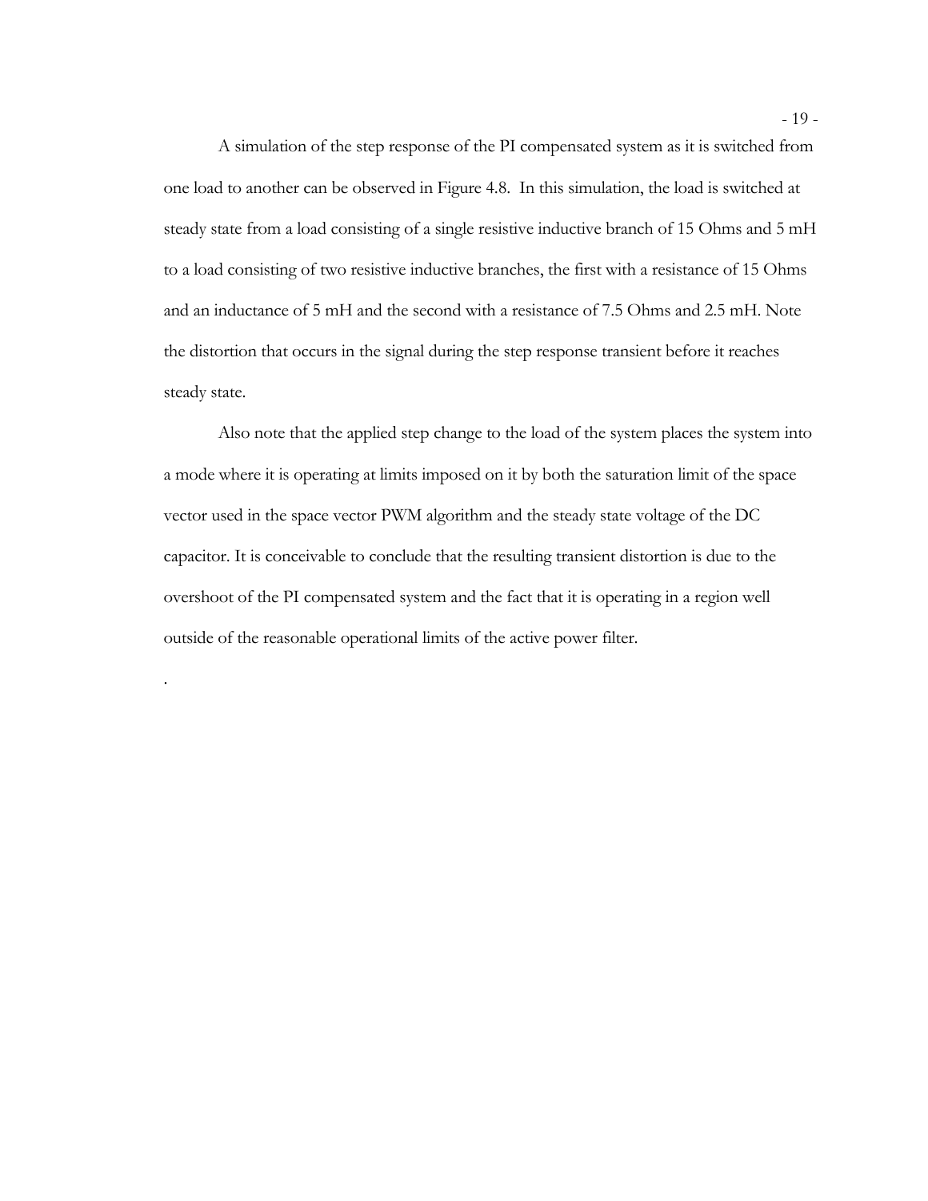A simulation of the step response of the PI compensated system as it is switched from one load to another can be observed in Figure 4.8. In this simulation, the load is switched at steady state from a load consisting of a single resistive inductive branch of 15 Ohms and 5 mH to a load consisting of two resistive inductive branches, the first with a resistance of 15 Ohms and an inductance of 5 mH and the second with a resistance of 7.5 Ohms and 2.5 mH. Note the distortion that occurs in the signal during the step response transient before it reaches steady state.

Also note that the applied step change to the load of the system places the system into a mode where it is operating at limits imposed on it by both the saturation limit of the space vector used in the space vector PWM algorithm and the steady state voltage of the DC capacitor. It is conceivable to conclude that the resulting transient distortion is due to the overshoot of the PI compensated system and the fact that it is operating in a region well outside of the reasonable operational limits of the active power filter.

.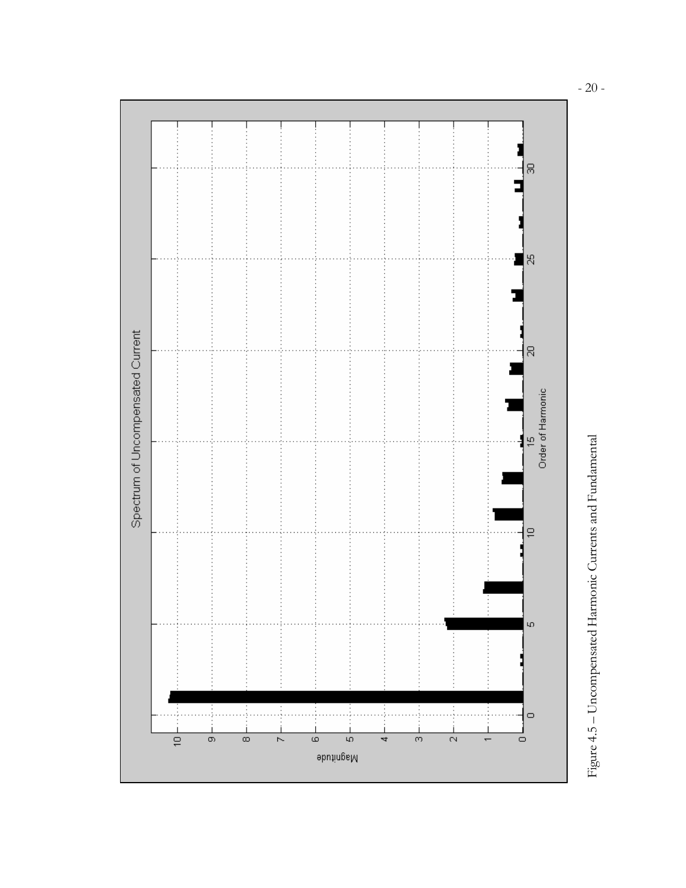Figure 4.5 – Uncompensated Harmonic Currents and Fundamental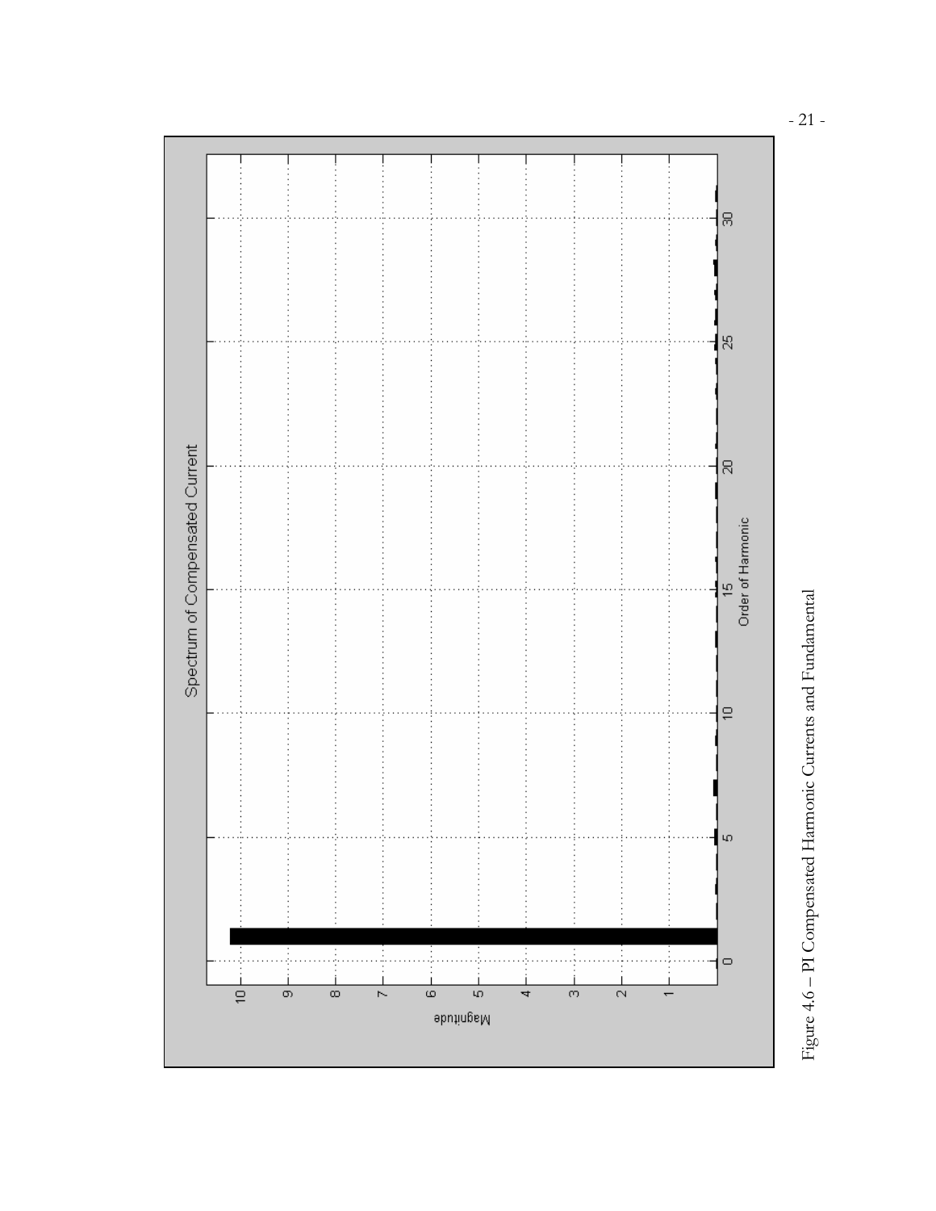Figure 4.6 – PI Compensated Harmonic Currents and Fundamental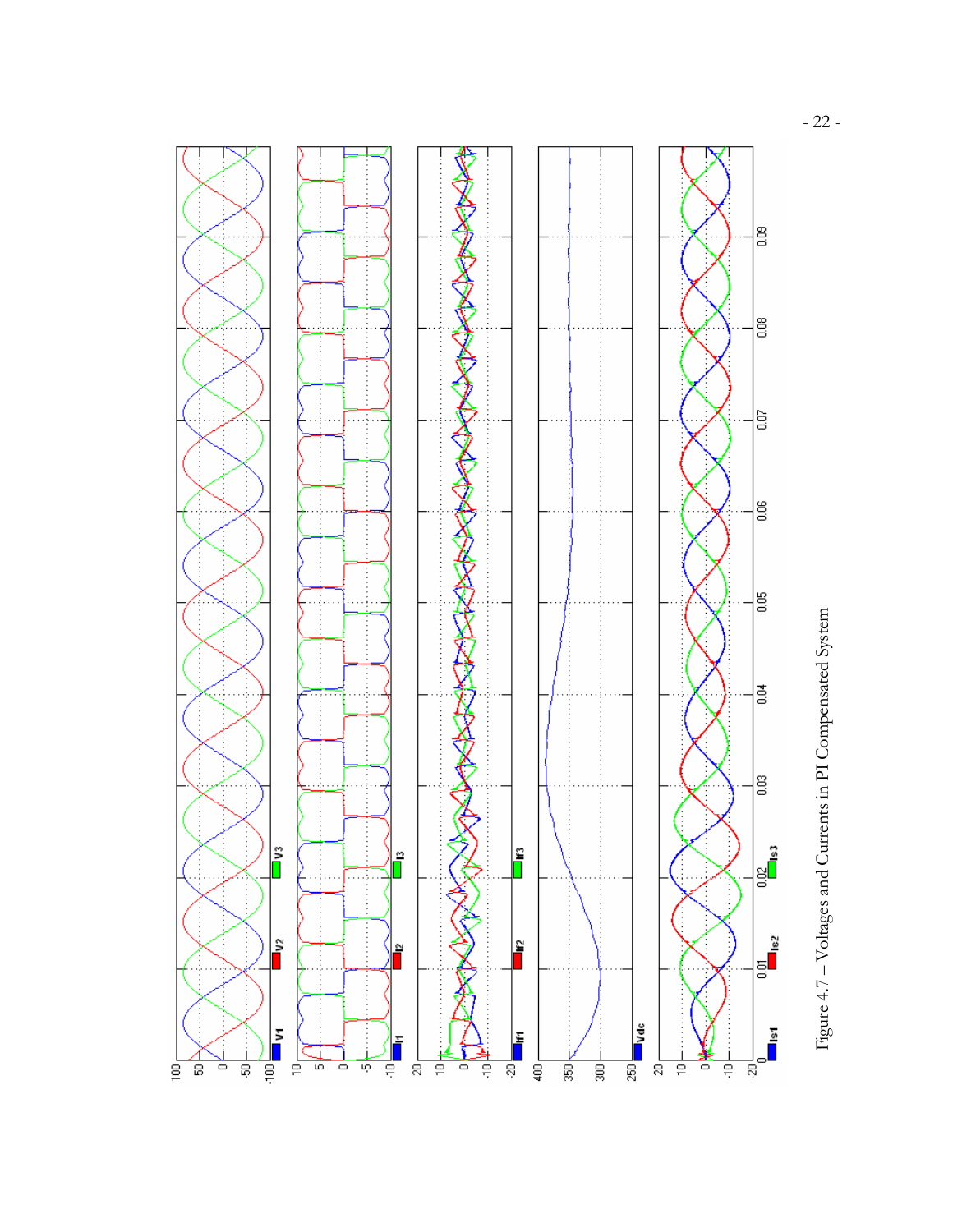Figure 4.7 – Voltages and Currents in PI Compensated System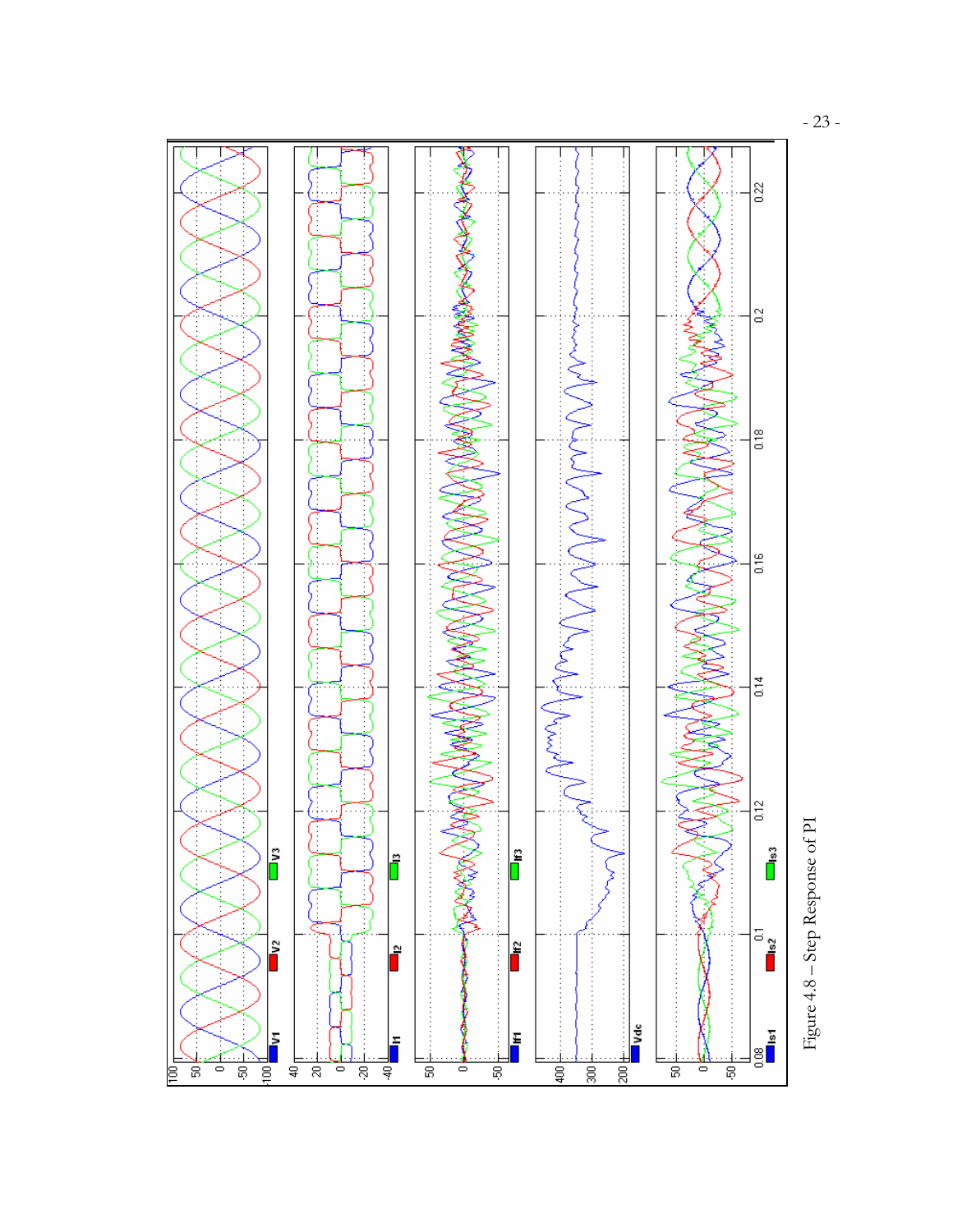Figure 4.8 – Step Response of PI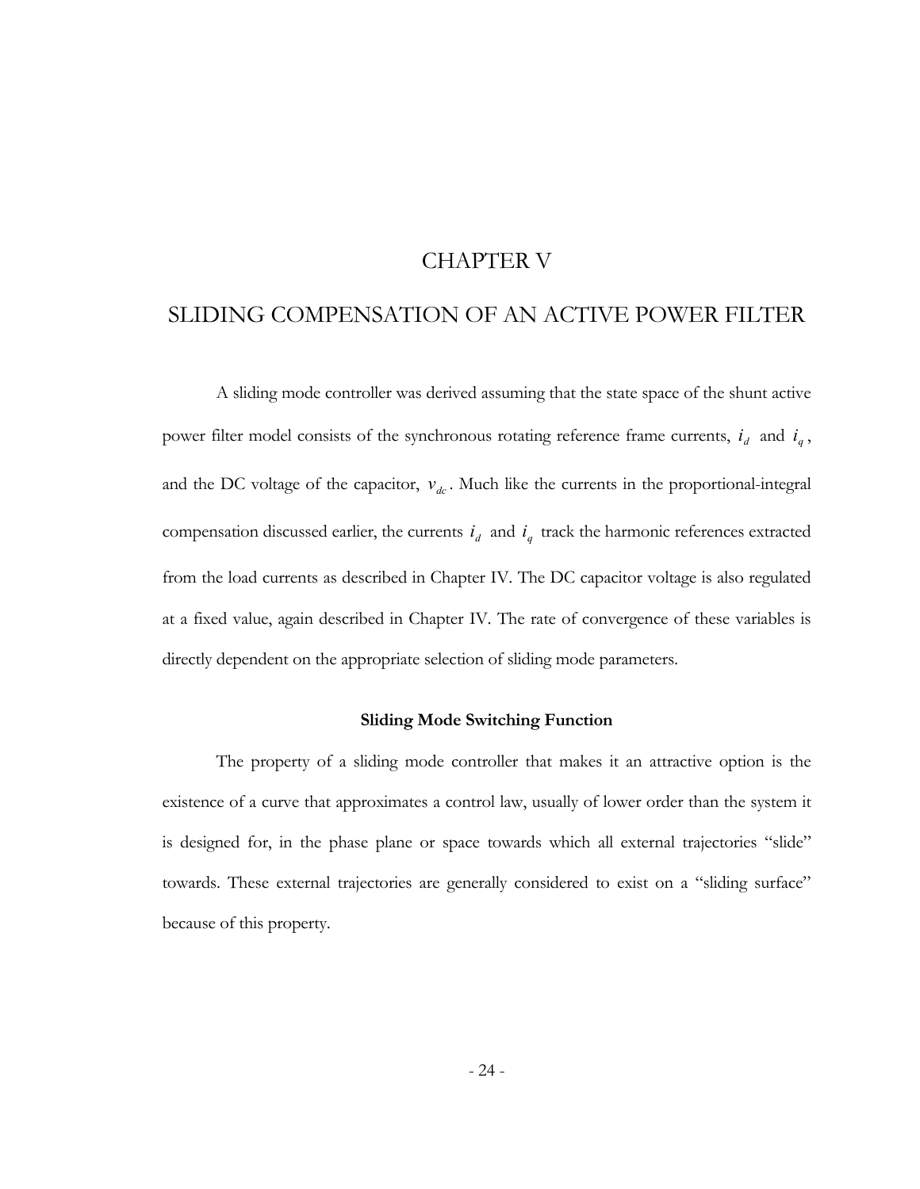# CHAPTER V

# SLIDING COMPENSATION OF AN ACTIVE POWER FILTER

A sliding mode controller was derived assuming that the state space of the shunt active power filter model consists of the synchronous rotating reference frame currents, $i_d$ and $i_q$, and the DC voltage of the capacitor, $v_{dc}$. Much like the currents in the proportional-integral compensation discussed earlier, the currents $i_d$ and $i_q$ track the harmonic references extracted from the load currents as described in Chapter IV. The DC capacitor voltage is also regulated at a fixed value, again described in Chapter IV. The rate of convergence of these variables is directly dependent on the appropriate selection of sliding mode parameters.

### Sliding Mode Switching Function

The property of a sliding mode controller that makes it an attractive option is the existence of a curve that approximates a control law, usually of lower order than the system it is designed for, in the phase plane or space towards which all external trajectories "slide" towards. These external trajectories are generally considered to exist on a "sliding surface" because of this property.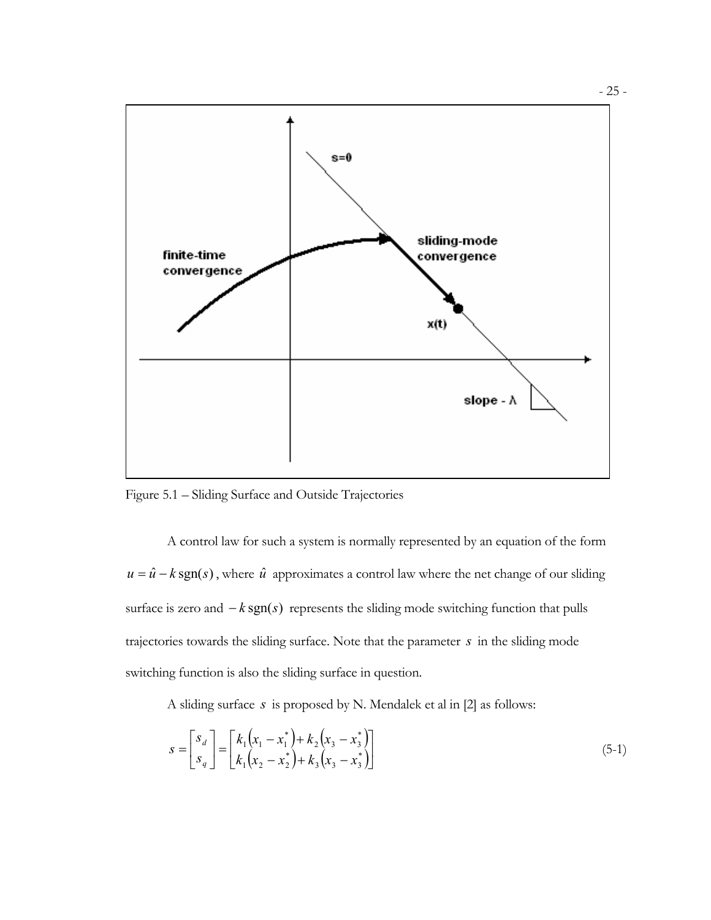Figure 5.1 – Sliding Surface and Outside Trajectories

A control law for such a system is normally represented by an equation of the form $u = \hat{u} - k\,\mathrm{sgn}(s)$, where $\hat{u}$ approximates a control law where the net change of our sliding surface is zero and $-k\,\mathrm{sgn}(s)$ represents the sliding mode switching function that pulls trajectories towards the sliding surface. Note that the parameter $s$ in the sliding mode switching function is also the sliding surface in question.

A sliding surface $s$ is proposed by N. Mendalek et al in [2] as follows:

$$s = \begin{bmatrix} s_d \\ s_q \end{bmatrix} = \begin{bmatrix} k_1\left(x_1 - x_1^*\right) + k_2\left(x_3 - x_3^*\right) \\ k_1\left(x_2 - x_2^*\right) + k_3\left(x_3 - x_3^*\right) \end{bmatrix} \tag{5-1}$$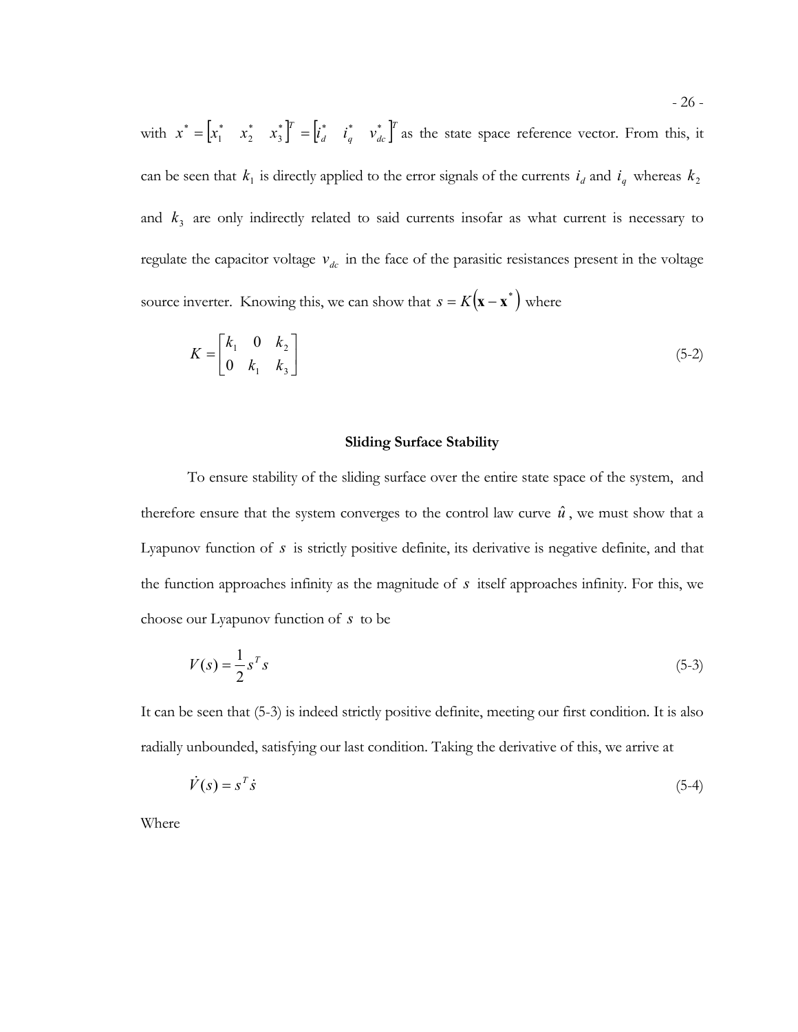with $x^* = \begin{bmatrix} x_1^* & x_2^* & x_3^* \end{bmatrix}^T = \begin{bmatrix} i_d^* & i_q^* & v_{dc}^* \end{bmatrix}^T$ as the state space reference vector. From this, it can be seen that $k_1$ is directly applied to the error signals of the currents $i_d$ and $i_q$ whereas $k_2$ and $k_3$ are only indirectly related to said currents insofar as what current is necessary to regulate the capacitor voltage $v_{dc}$ in the face of the parasitic resistances present in the voltage source inverter. Knowing this, we can show that $s = K\left(\mathbf{x} - \mathbf{x}^*\right)$ where

$$K = \begin{bmatrix} k_1 & 0 & k_2 \\ 0 & k_1 & k_3 \end{bmatrix} \tag{5-2}$$

### Sliding Surface Stability

To ensure stability of the sliding surface over the entire state space of the system, and therefore ensure that the system converges to the control law curve $\hat{u}$, we must show that a Lyapunov function of $s$ is strictly positive definite, its derivative is negative definite, and that the function approaches infinity as the magnitude of $s$ itself approaches infinity. For this, we choose our Lyapunov function of $s$ to be

$$V(s) = \frac{1}{2} s^T s \tag{5-3}$$

It can be seen that (5-3) is indeed strictly positive definite, meeting our first condition. It is also radially unbounded, satisfying our last condition. Taking the derivative of this, we arrive at

$$\dot{V}(s) = s^T \dot{s} \tag{5-4}$$

Where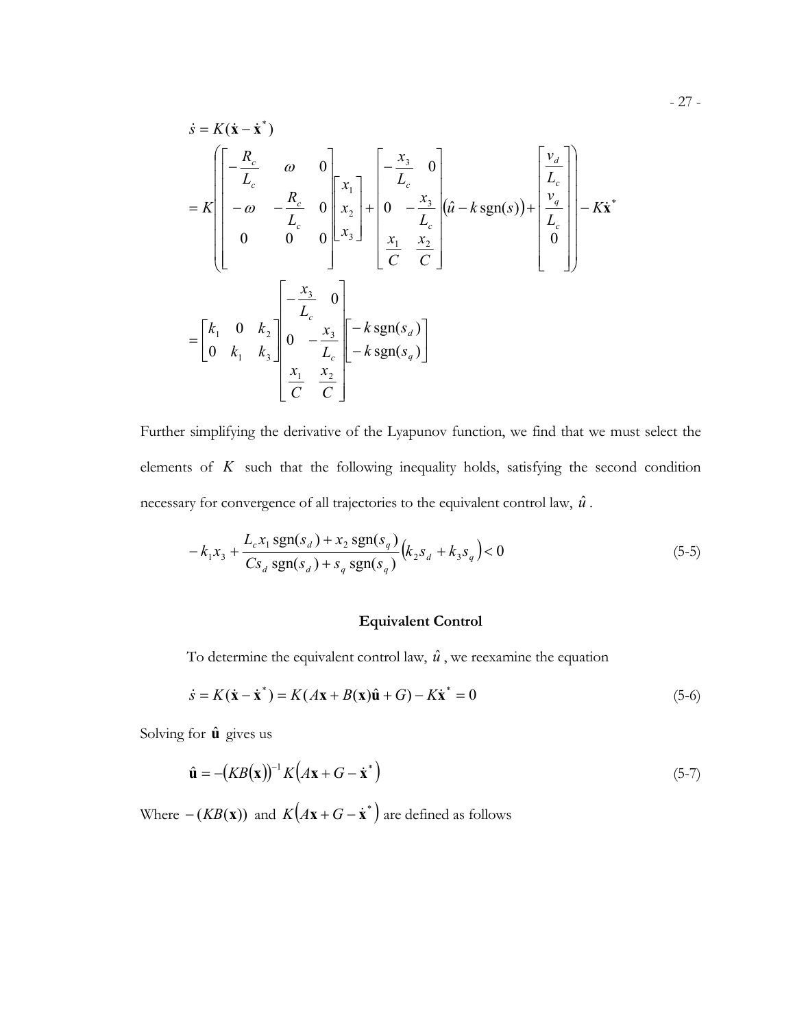$$
\begin{aligned}
\dot{s} &= K(\dot{\mathbf{x}} - \dot{\mathbf{x}}^*) \\
&= K\left( \begin{bmatrix} -\dfrac{R_c}{L_c} & \omega & 0 \\ -\omega & -\dfrac{R_c}{L_c} & 0 \\ 0 & 0 & 0 \end{bmatrix} \begin{bmatrix} x_1 \\ x_2 \\ x_3 \end{bmatrix} + \begin{bmatrix} -\dfrac{x_3}{L_c} & 0 \\ 0 & -\dfrac{x_3}{L_c} \\ \dfrac{x_1}{C} & \dfrac{x_2}{C} \end{bmatrix} \left( \hat{u} - k\,\mathrm{sgn}(s) \right) + \begin{bmatrix} \dfrac{v_d}{L_c} \\ \dfrac{v_q}{L_c} \\ 0 \end{bmatrix} \right) - K\dot{\mathbf{x}}^* \\
&= \begin{bmatrix} k_1 & 0 & k_2 \\ 0 & k_1 & k_3 \end{bmatrix} \begin{bmatrix} -\dfrac{x_3}{L_c} & 0 \\ 0 & -\dfrac{x_3}{L_c} \\ \dfrac{x_1}{C} & \dfrac{x_2}{C} \end{bmatrix} \begin{bmatrix} -k\,\mathrm{sgn}(s_d) \\ -k\,\mathrm{sgn}(s_q) \end{bmatrix}
\end{aligned}
$$

Further simplifying the derivative of the Lyapunov function, we find that we must select the elements of $K$ such that the following inequality holds, satisfying the second condition necessary for convergence of all trajectories to the equivalent control law, $\hat{u}$.

$$
-k_1 x_3 + \frac{L_c x_1 \,\mathrm{sgn}(s_d) + x_2 \,\mathrm{sgn}(s_q)}{C s_d \,\mathrm{sgn}(s_d) + s_q \,\mathrm{sgn}(s_q)} \left( k_2 s_d + k_3 s_q \right) < 0 \tag{5-5}
$$

### Equivalent Control

To determine the equivalent control law, $\hat{u}$, we reexamine the equation

$$
\dot{s} = K(\dot{\mathbf{x}} - \dot{\mathbf{x}}^*) = K(A\mathbf{x} + B(\mathbf{x})\hat{\mathbf{u}} + G) - K\dot{\mathbf{x}}^* = 0 \tag{5-6}
$$

Solving for $\hat{\mathbf{u}}$ gives us

$$
\hat{\mathbf{u}} = -\left(KB(\mathbf{x})\right)^{-1} K\left(A\mathbf{x} + G - \dot{\mathbf{x}}^*\right) \tag{5-7}
$$

Where $-(KB(\mathbf{x}))$ and $K\left(A\mathbf{x} + G - \dot{\mathbf{x}}^*\right)$ are defined as follows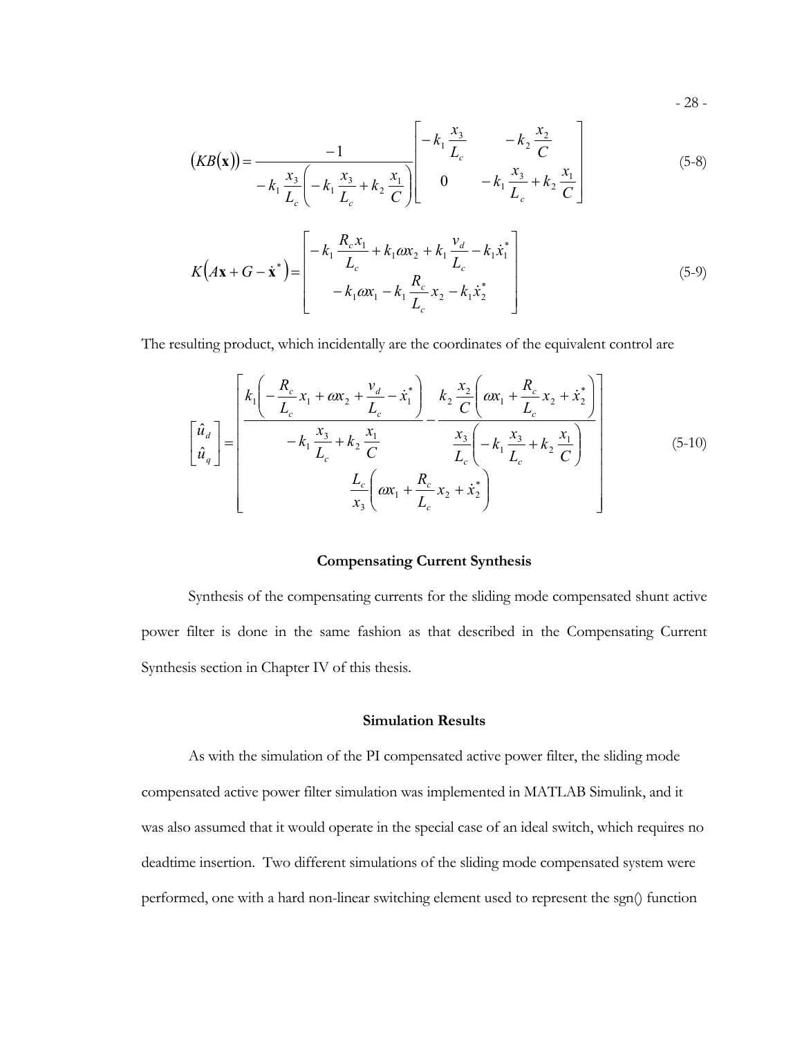$$
\left(KB(\mathbf{x})\right) = \frac{-1}{-k_1 \dfrac{x_3}{L_c}\left(-k_1 \dfrac{x_3}{L_c} + k_2 \dfrac{x_1}{C}\right)} \begin{bmatrix} -k_1 \dfrac{x_3}{L_c} & -k_2 \dfrac{x_2}{C} \\ 0 & -k_1 \dfrac{x_3}{L_c} + k_2 \dfrac{x_1}{C} \end{bmatrix} \tag{5-8}
$$

$$
K\left(A\mathbf{x} + G - \dot{\mathbf{x}}^*\right) = \begin{bmatrix} -k_1 \dfrac{R_c x_1}{L_c} + k_1 \omega x_2 + k_1 \dfrac{v_d}{L_c} - k_1 \dot{x}_1^* \\ -k_1 \omega x_1 - k_1 \dfrac{R_c}{L_c} x_2 - k_1 \dot{x}_2^* \end{bmatrix} \tag{5-9}
$$

The resulting product, which incidentally are the coordinates of the equivalent control are

$$
\begin{bmatrix} \hat{u}_d \\ \hat{u}_q \end{bmatrix} = \begin{bmatrix} \dfrac{k_1\left(-\dfrac{R_c}{L_c} x_1 + \omega x_2 + \dfrac{v_d}{L_c} - \dot{x}_1^*\right)}{-k_1 \dfrac{x_3}{L_c} + k_2 \dfrac{x_1}{C}} - \dfrac{k_2 \dfrac{x_2}{C}\left(\omega x_1 + \dfrac{R_c}{L_c} x_2 + \dot{x}_2^*\right)}{\dfrac{x_3}{L_c}\left(-k_1 \dfrac{x_3}{L_c} + k_2 \dfrac{x_1}{C}\right)} \\ \dfrac{L_c}{x_3}\left(\omega x_1 + \dfrac{R_c}{L_c} x_2 + \dot{x}_2^*\right) \end{bmatrix} \tag{5-10}
$$

## Compensating Current Synthesis

Synthesis of the compensating currents for the sliding mode compensated shunt active power filter is done in the same fashion as that described in the Compensating Current Synthesis section in Chapter IV of this thesis.

## Simulation Results

As with the simulation of the PI compensated active power filter, the sliding mode compensated active power filter simulation was implemented in MATLAB Simulink, and it was also assumed that it would operate in the special case of an ideal switch, which requires no deadtime insertion. Two different simulations of the sliding mode compensated system were performed, one with a hard non-linear switching element used to represent the sgn() function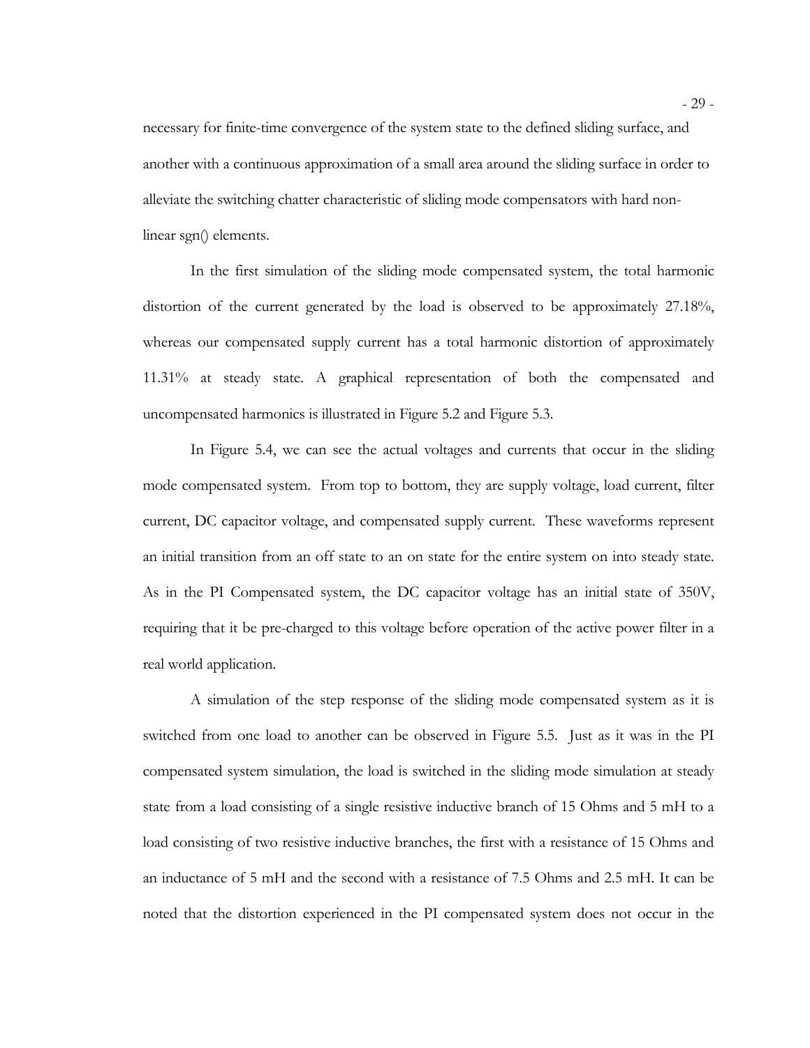necessary for finite-time convergence of the system state to the defined sliding surface, and another with a continuous approximation of a small area around the sliding surface in order to alleviate the switching chatter characteristic of sliding mode compensators with hard non-linear sgn() elements.

In the first simulation of the sliding mode compensated system, the total harmonic distortion of the current generated by the load is observed to be approximately 27.18%, whereas our compensated supply current has a total harmonic distortion of approximately 11.31% at steady state. A graphical representation of both the compensated and uncompensated harmonics is illustrated in Figure 5.2 and Figure 5.3.

In Figure 5.4, we can see the actual voltages and currents that occur in the sliding mode compensated system. From top to bottom, they are supply voltage, load current, filter current, DC capacitor voltage, and compensated supply current. These waveforms represent an initial transition from an off state to an on state for the entire system on into steady state. As in the PI Compensated system, the DC capacitor voltage has an initial state of 350V, requiring that it be pre-charged to this voltage before operation of the active power filter in a real world application.

A simulation of the step response of the sliding mode compensated system as it is switched from one load to another can be observed in Figure 5.5. Just as it was in the PI compensated system simulation, the load is switched in the sliding mode simulation at steady state from a load consisting of a single resistive inductive branch of 15 Ohms and 5 mH to a load consisting of two resistive inductive branches, the first with a resistance of 15 Ohms and an inductance of 5 mH and the second with a resistance of 7.5 Ohms and 2.5 mH. It can be noted that the distortion experienced in the PI compensated system does not occur in the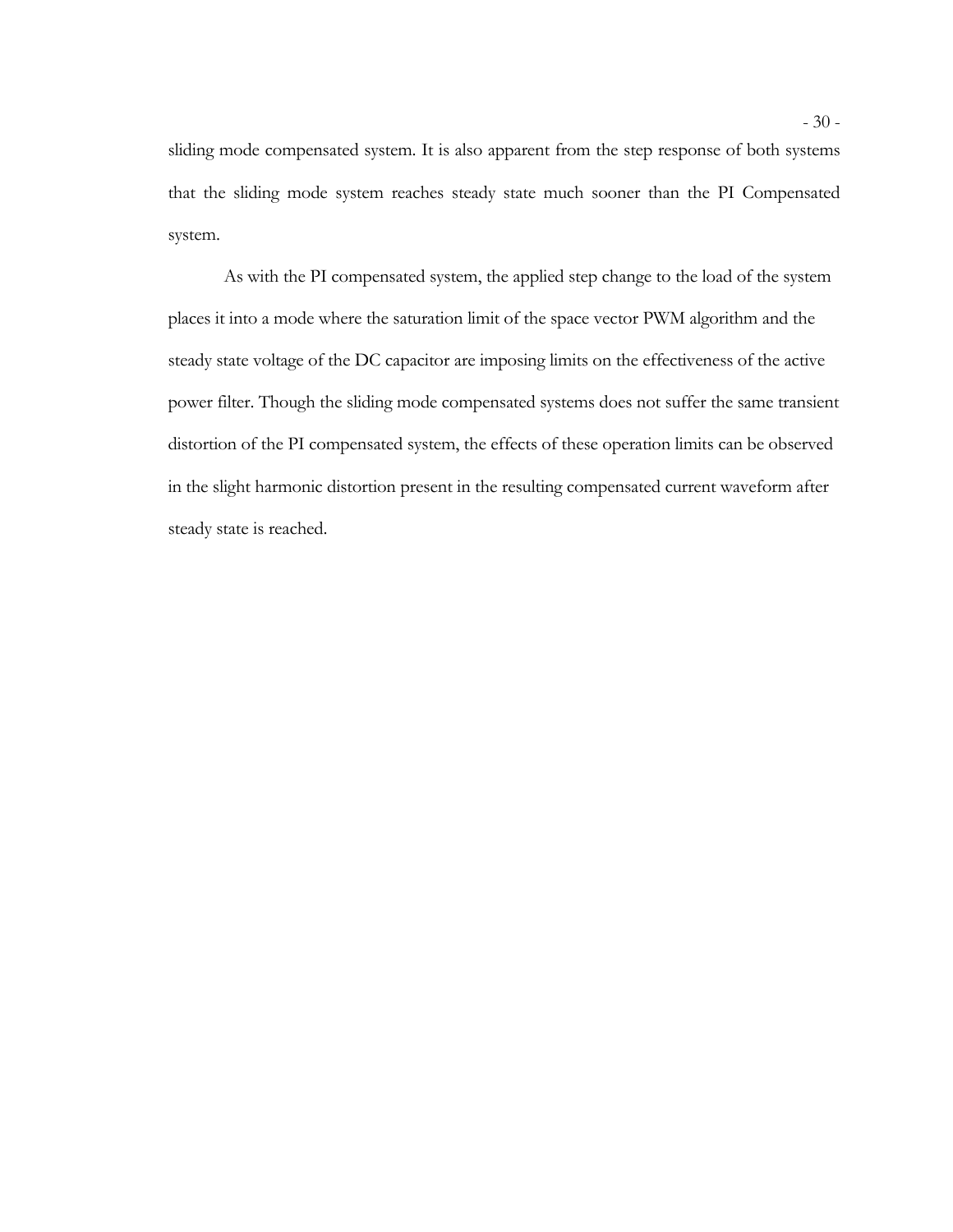sliding mode compensated system. It is also apparent from the step response of both systems that the sliding mode system reaches steady state much sooner than the PI Compensated system.

As with the PI compensated system, the applied step change to the load of the system places it into a mode where the saturation limit of the space vector PWM algorithm and the steady state voltage of the DC capacitor are imposing limits on the effectiveness of the active power filter. Though the sliding mode compensated systems does not suffer the same transient distortion of the PI compensated system, the effects of these operation limits can be observed in the slight harmonic distortion present in the resulting compensated current waveform after steady state is reached.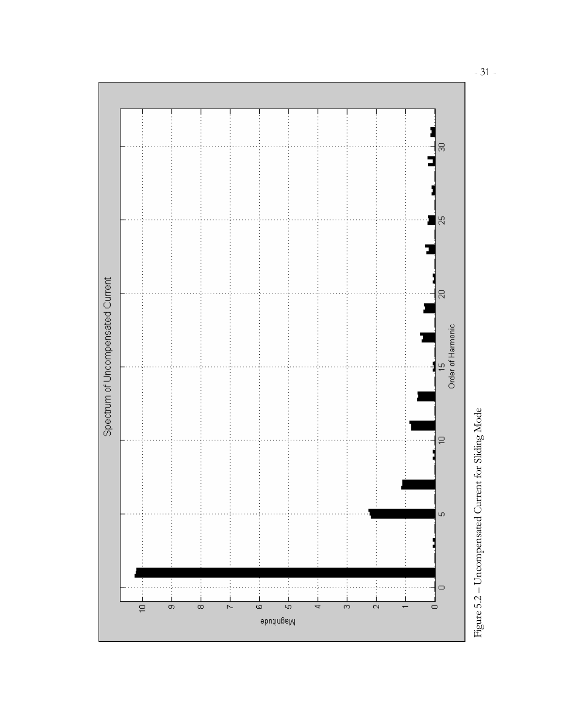Figure 5.2 – Uncompensated Current for Sliding Mode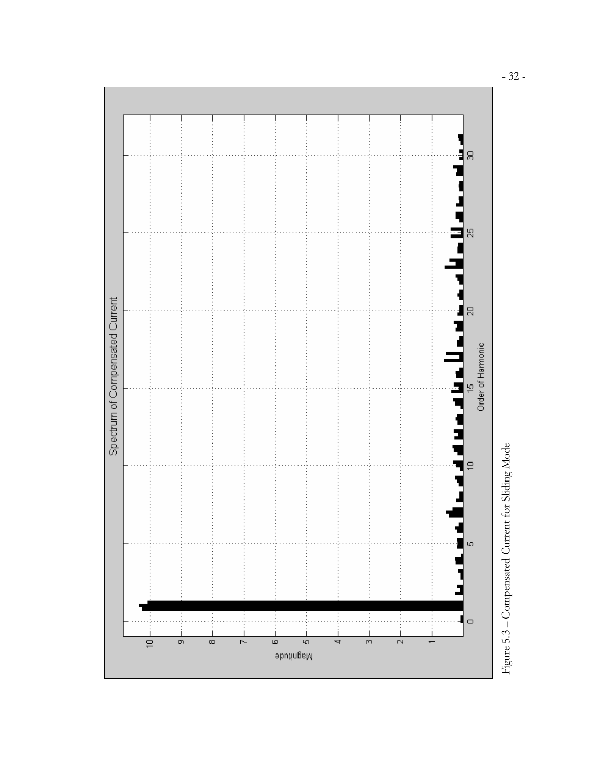Figure 5.3 – Compensated Current for Sliding Mode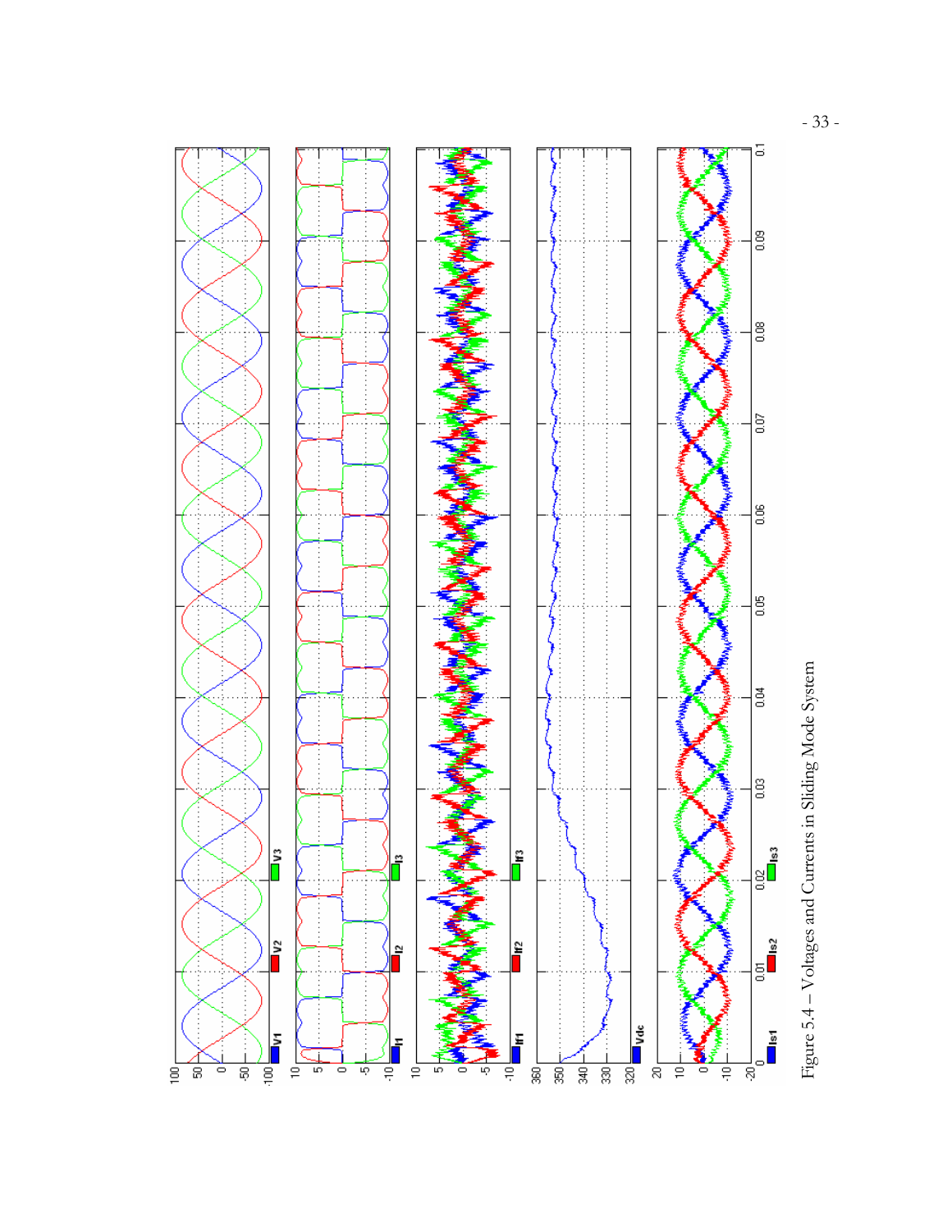Figure 5.4 – Voltages and Currents in Sliding Mode System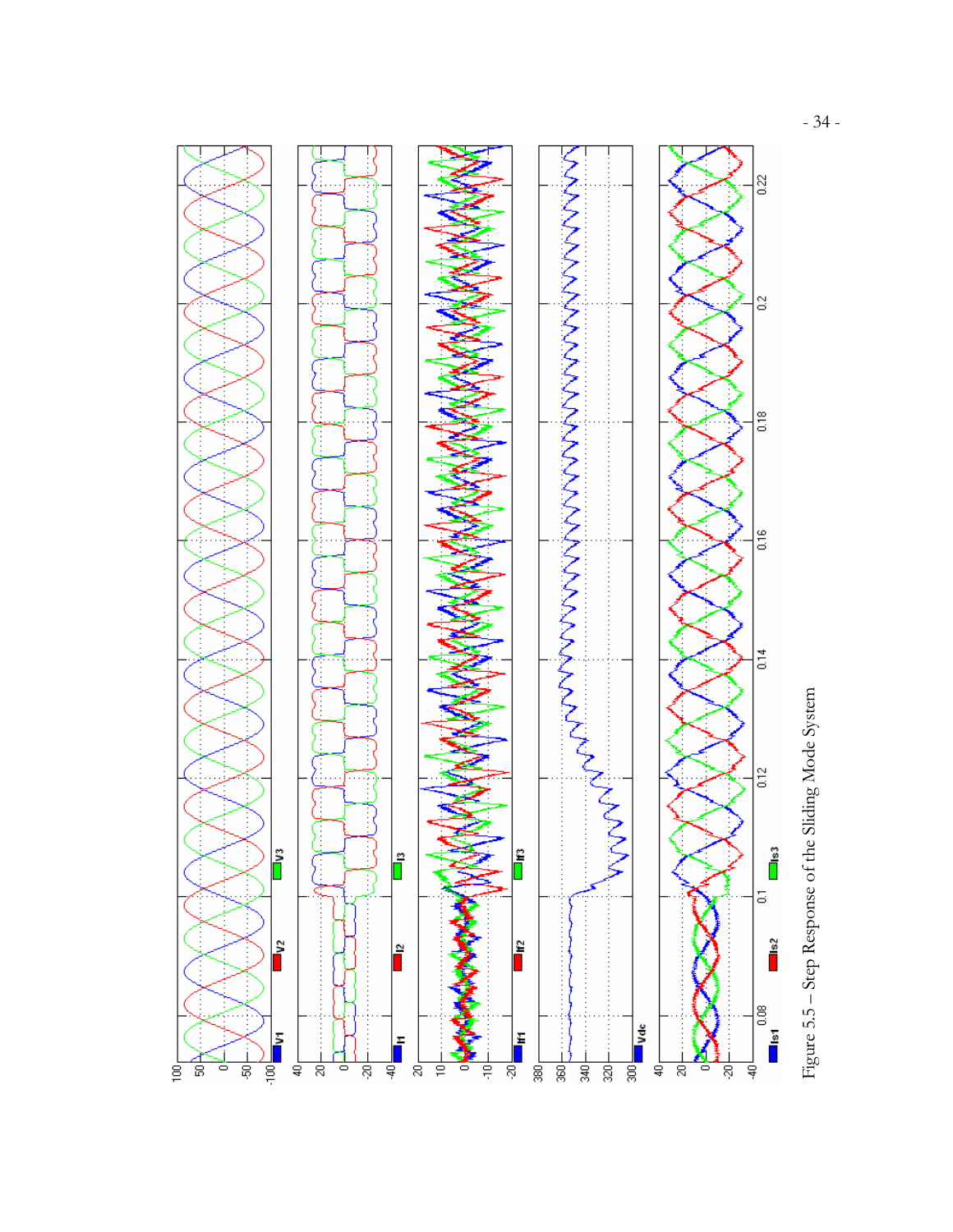Figure 5.5 – Step Response of the Sliding Mode System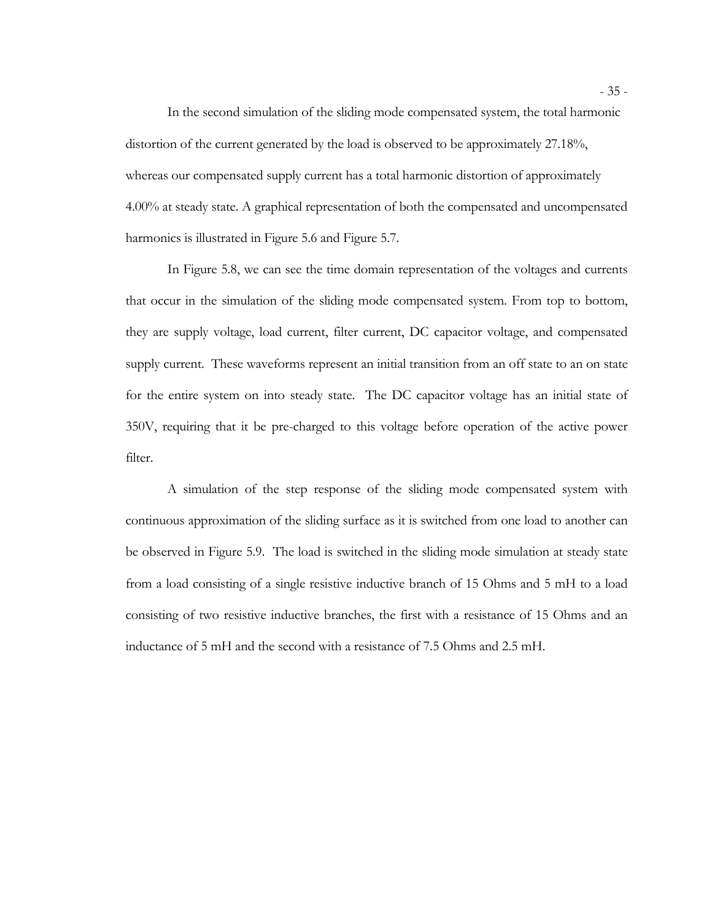In the second simulation of the sliding mode compensated system, the total harmonic distortion of the current generated by the load is observed to be approximately 27.18%, whereas our compensated supply current has a total harmonic distortion of approximately 4.00% at steady state. A graphical representation of both the compensated and uncompensated harmonics is illustrated in Figure 5.6 and Figure 5.7.

In Figure 5.8, we can see the time domain representation of the voltages and currents that occur in the simulation of the sliding mode compensated system. From top to bottom, they are supply voltage, load current, filter current, DC capacitor voltage, and compensated supply current. These waveforms represent an initial transition from an off state to an on state for the entire system on into steady state. The DC capacitor voltage has an initial state of 350V, requiring that it be pre-charged to this voltage before operation of the active power filter.

A simulation of the step response of the sliding mode compensated system with continuous approximation of the sliding surface as it is switched from one load to another can be observed in Figure 5.9. The load is switched in the sliding mode simulation at steady state from a load consisting of a single resistive inductive branch of 15 Ohms and 5 mH to a load consisting of two resistive inductive branches, the first with a resistance of 15 Ohms and an inductance of 5 mH and the second with a resistance of 7.5 Ohms and 2.5 mH.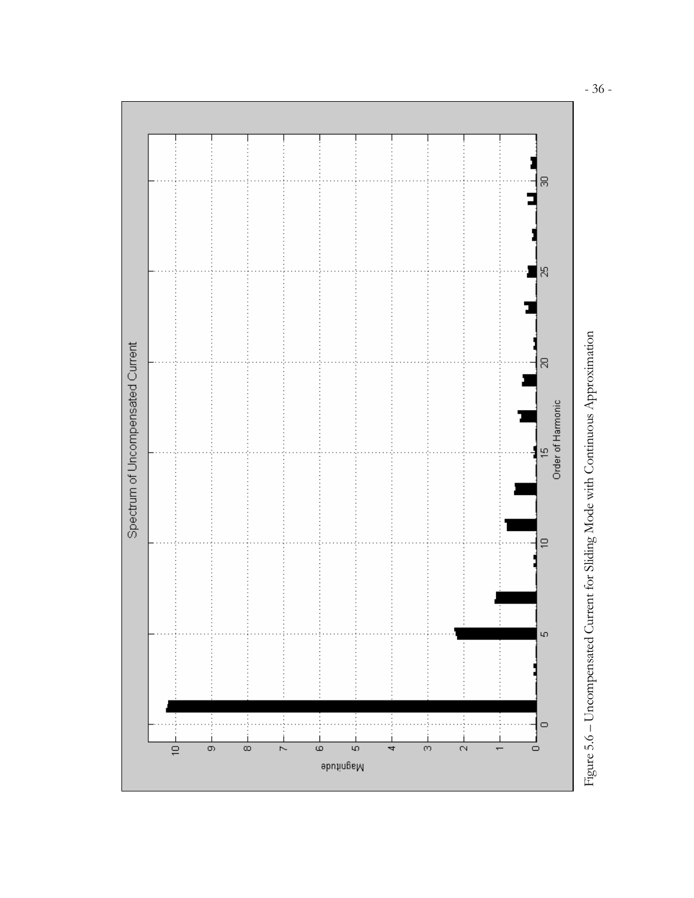Figure 5.6 – Uncompensated Current for Sliding Mode with Continuous Approximation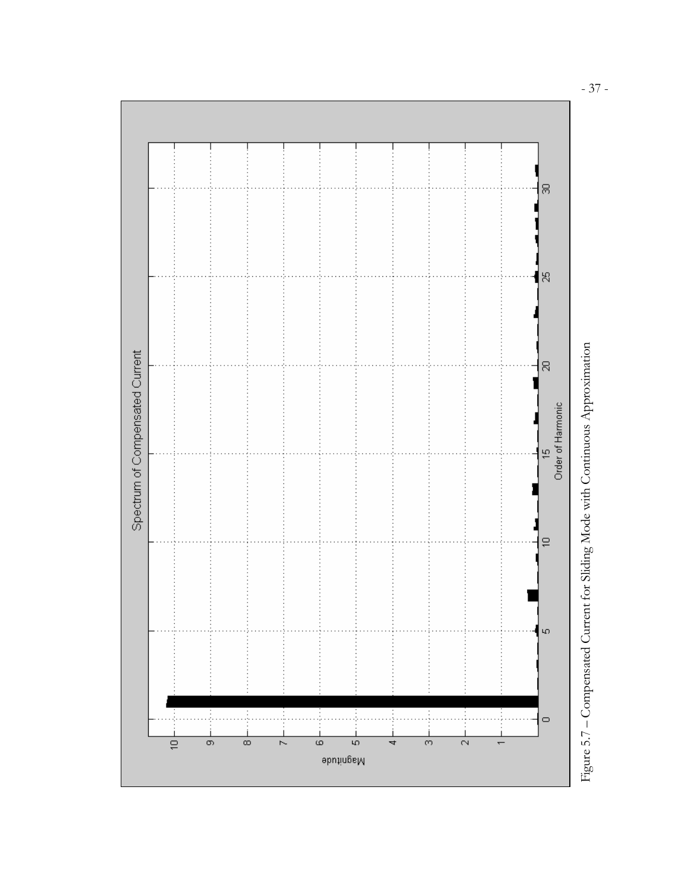Figure 5.7 – Compensated Current for Sliding Mode with Continuous Approximation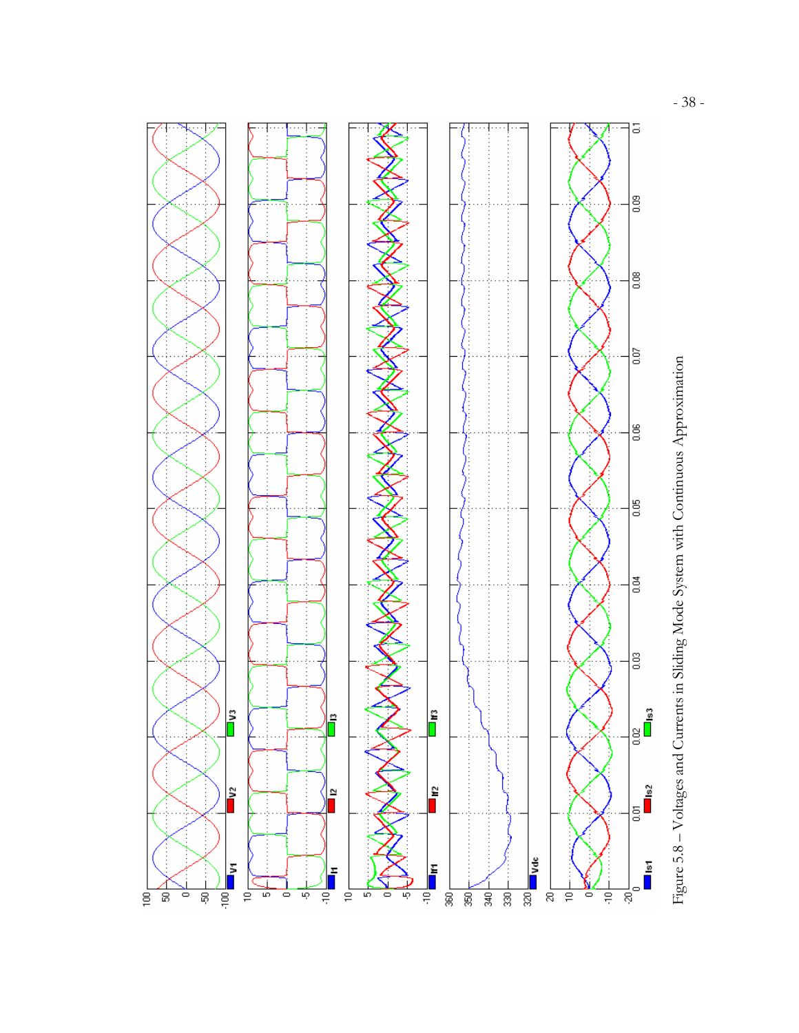Figure 5.8 – Voltages and Currents in Sliding Mode System with Continuous Approximation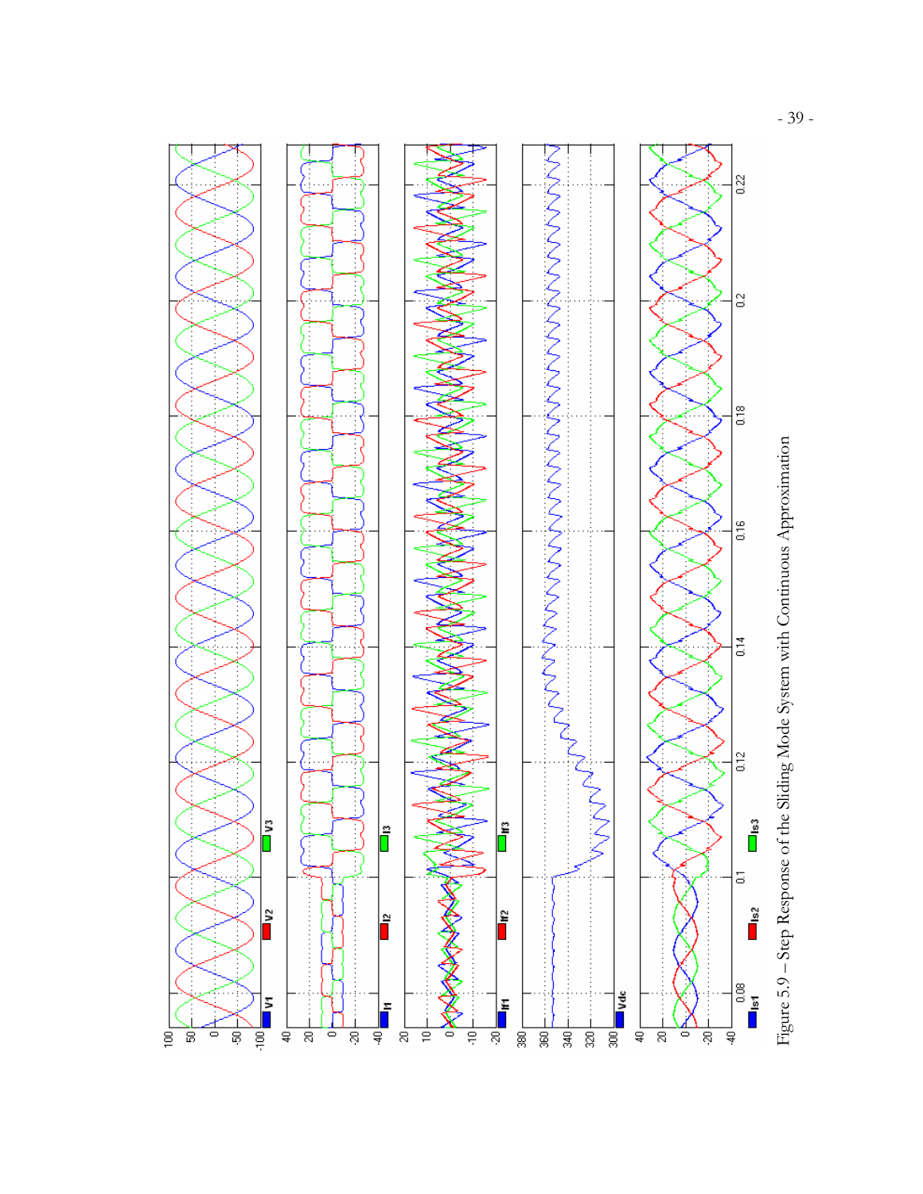Figure 5.9 – Step Response of the Sliding Mode System with Continuous Approximation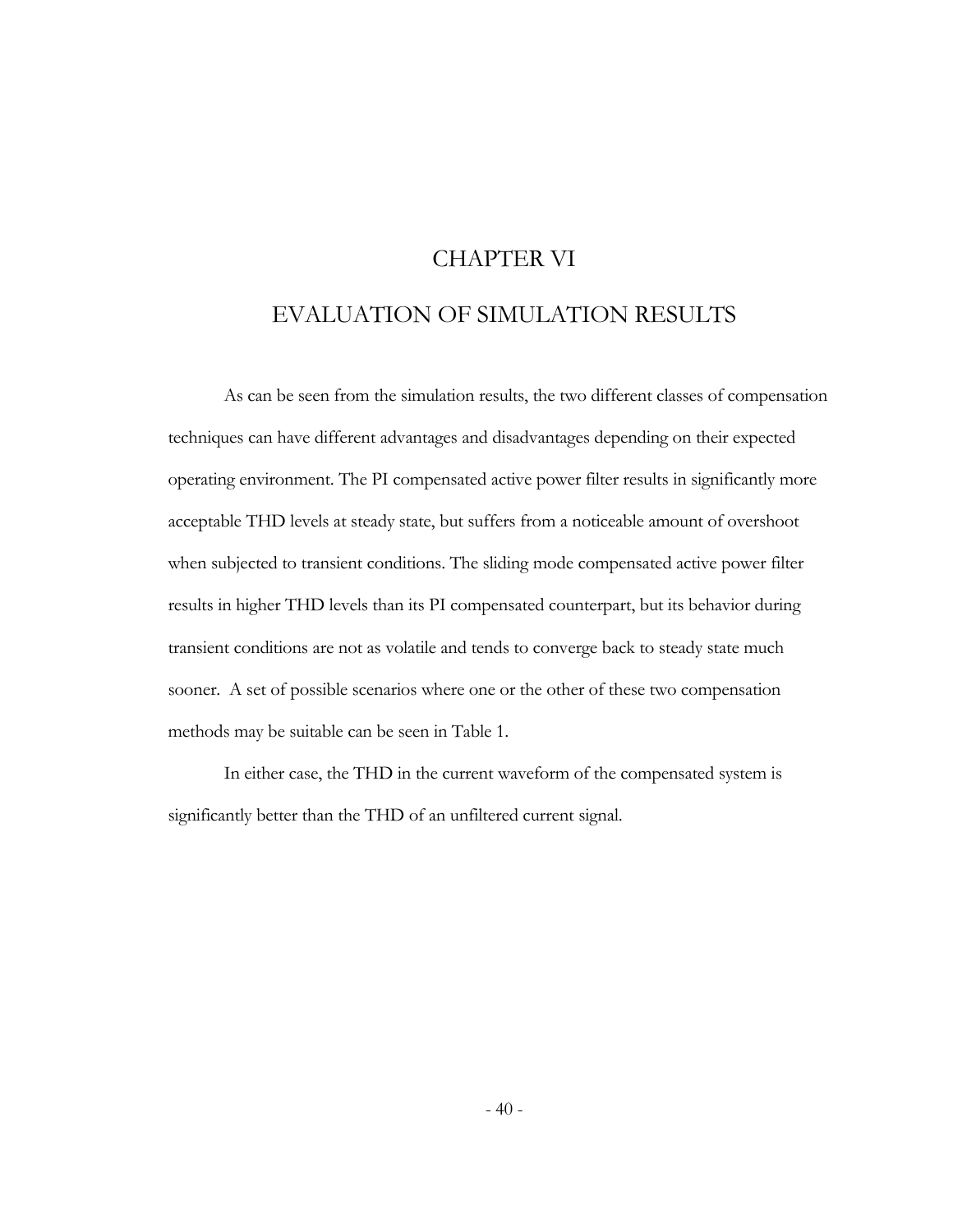# CHAPTER VI

# EVALUATION OF SIMULATION RESULTS

As can be seen from the simulation results, the two different classes of compensation techniques can have different advantages and disadvantages depending on their expected operating environment. The PI compensated active power filter results in significantly more acceptable THD levels at steady state, but suffers from a noticeable amount of overshoot when subjected to transient conditions. The sliding mode compensated active power filter results in higher THD levels than its PI compensated counterpart, but its behavior during transient conditions are not as volatile and tends to converge back to steady state much sooner. A set of possible scenarios where one or the other of these two compensation methods may be suitable can be seen in Table 1.

In either case, the THD in the current waveform of the compensated system is significantly better than the THD of an unfiltered current signal.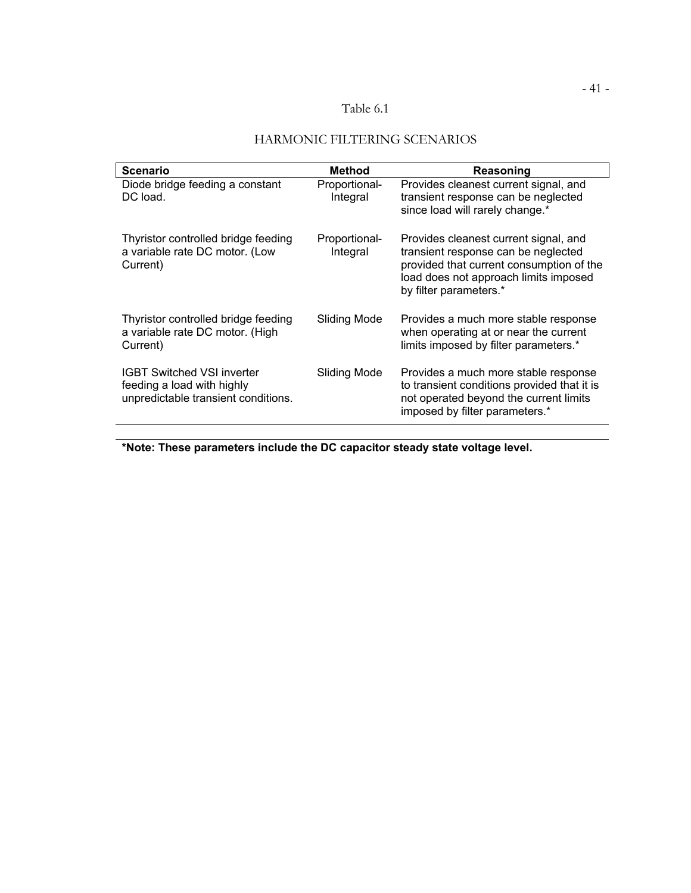Table 6.1

HARMONIC FILTERING SCENARIOS

| Scenario | Method | Reasoning |
|---|---|---|
| Diode bridge feeding a constant DC load. | Proportional-Integral | Provides cleanest current signal, and transient response can be neglected since load will rarely change.* |
| Thyristor controlled bridge feeding a variable rate DC motor. (Low Current) | Proportional-Integral | Provides cleanest current signal, and transient response can be neglected provided that current consumption of the load does not approach limits imposed by filter parameters.* |
| Thyristor controlled bridge feeding a variable rate DC motor. (High Current) | Sliding Mode | Provides a much more stable response when operating at or near the current limits imposed by filter parameters.* |
| IGBT Switched VSI inverter feeding a load with highly unpredictable transient conditions. | Sliding Mode | Provides a much more stable response to transient conditions provided that it is not operated beyond the current limits imposed by filter parameters.* |

**\*Note: These parameters include the DC capacitor steady state voltage level.**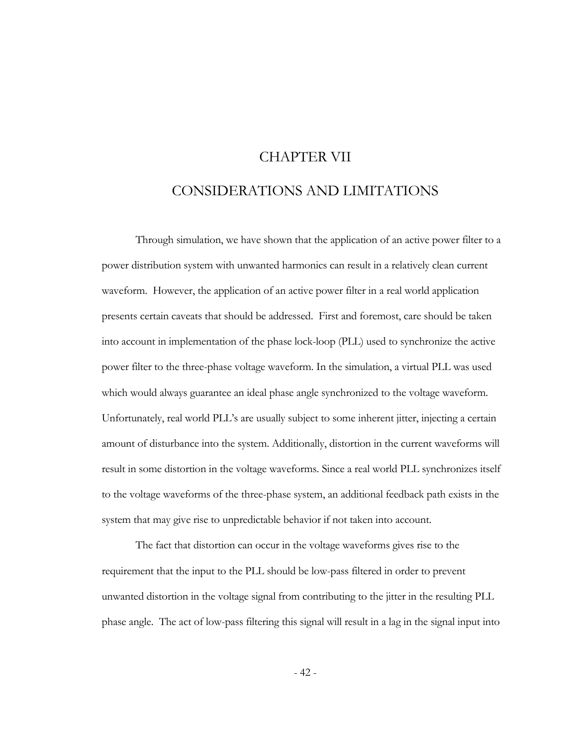# CHAPTER VII

# CONSIDERATIONS AND LIMITATIONS

Through simulation, we have shown that the application of an active power filter to a power distribution system with unwanted harmonics can result in a relatively clean current waveform. However, the application of an active power filter in a real world application presents certain caveats that should be addressed. First and foremost, care should be taken into account in implementation of the phase lock-loop (PLL) used to synchronize the active power filter to the three-phase voltage waveform. In the simulation, a virtual PLL was used which would always guarantee an ideal phase angle synchronized to the voltage waveform. Unfortunately, real world PLL's are usually subject to some inherent jitter, injecting a certain amount of disturbance into the system. Additionally, distortion in the current waveforms will result in some distortion in the voltage waveforms. Since a real world PLL synchronizes itself to the voltage waveforms of the three-phase system, an additional feedback path exists in the system that may give rise to unpredictable behavior if not taken into account.

The fact that distortion can occur in the voltage waveforms gives rise to the requirement that the input to the PLL should be low-pass filtered in order to prevent unwanted distortion in the voltage signal from contributing to the jitter in the resulting PLL phase angle. The act of low-pass filtering this signal will result in a lag in the signal input into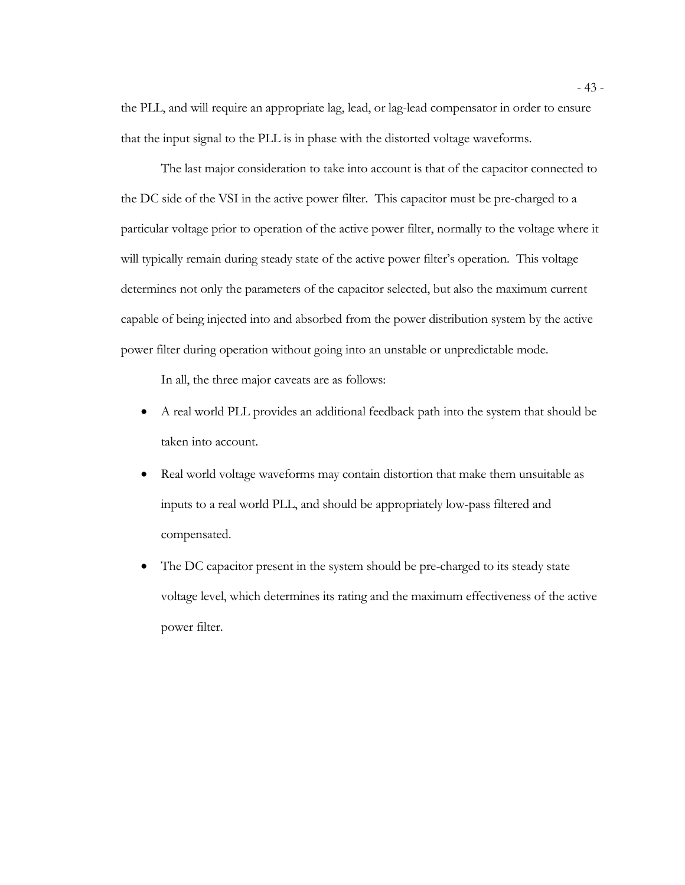the PLL, and will require an appropriate lag, lead, or lag-lead compensator in order to ensure that the input signal to the PLL is in phase with the distorted voltage waveforms.

The last major consideration to take into account is that of the capacitor connected to the DC side of the VSI in the active power filter. This capacitor must be pre-charged to a particular voltage prior to operation of the active power filter, normally to the voltage where it will typically remain during steady state of the active power filter's operation. This voltage determines not only the parameters of the capacitor selected, but also the maximum current capable of being injected into and absorbed from the power distribution system by the active power filter during operation without going into an unstable or unpredictable mode.

In all, the three major caveats are as follows:

- A real world PLL provides an additional feedback path into the system that should be taken into account.
- Real world voltage waveforms may contain distortion that make them unsuitable as inputs to a real world PLL, and should be appropriately low-pass filtered and compensated.
- The DC capacitor present in the system should be pre-charged to its steady state voltage level, which determines its rating and the maximum effectiveness of the active power filter.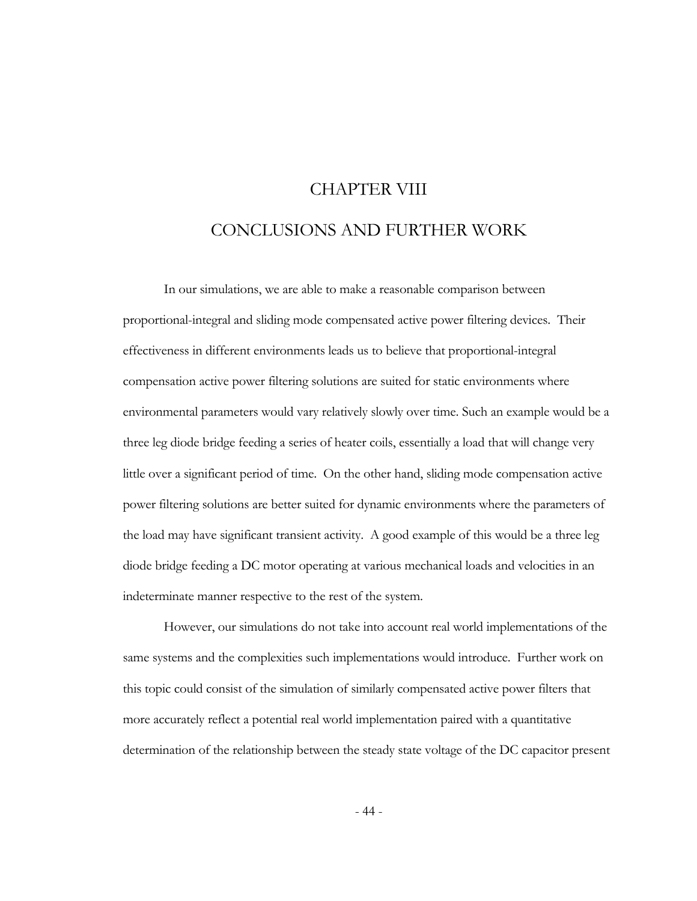# CHAPTER VIII

# CONCLUSIONS AND FURTHER WORK

In our simulations, we are able to make a reasonable comparison between proportional-integral and sliding mode compensated active power filtering devices. Their effectiveness in different environments leads us to believe that proportional-integral compensation active power filtering solutions are suited for static environments where environmental parameters would vary relatively slowly over time. Such an example would be a three leg diode bridge feeding a series of heater coils, essentially a load that will change very little over a significant period of time. On the other hand, sliding mode compensation active power filtering solutions are better suited for dynamic environments where the parameters of the load may have significant transient activity. A good example of this would be a three leg diode bridge feeding a DC motor operating at various mechanical loads and velocities in an indeterminate manner respective to the rest of the system.

However, our simulations do not take into account real world implementations of the same systems and the complexities such implementations would introduce. Further work on this topic could consist of the simulation of similarly compensated active power filters that more accurately reflect a potential real world implementation paired with a quantitative determination of the relationship between the steady state voltage of the DC capacitor present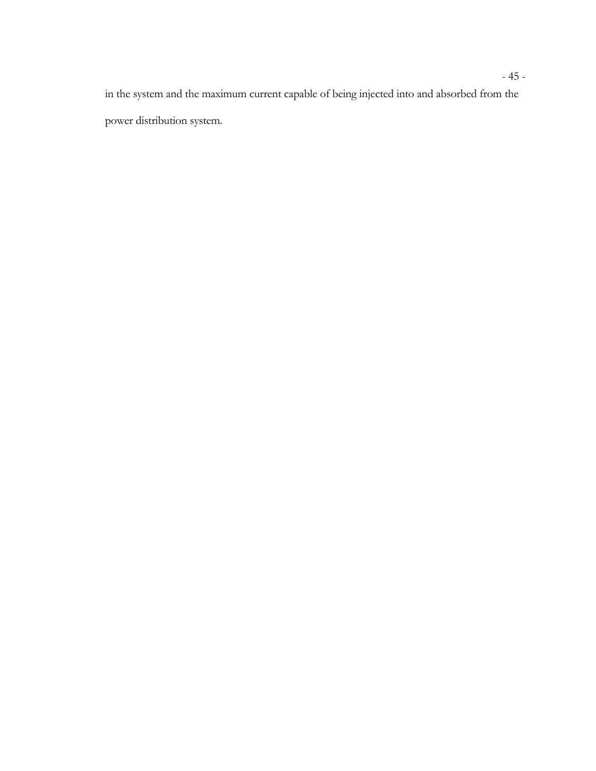in the system and the maximum current capable of being injected into and absorbed from the power distribution system.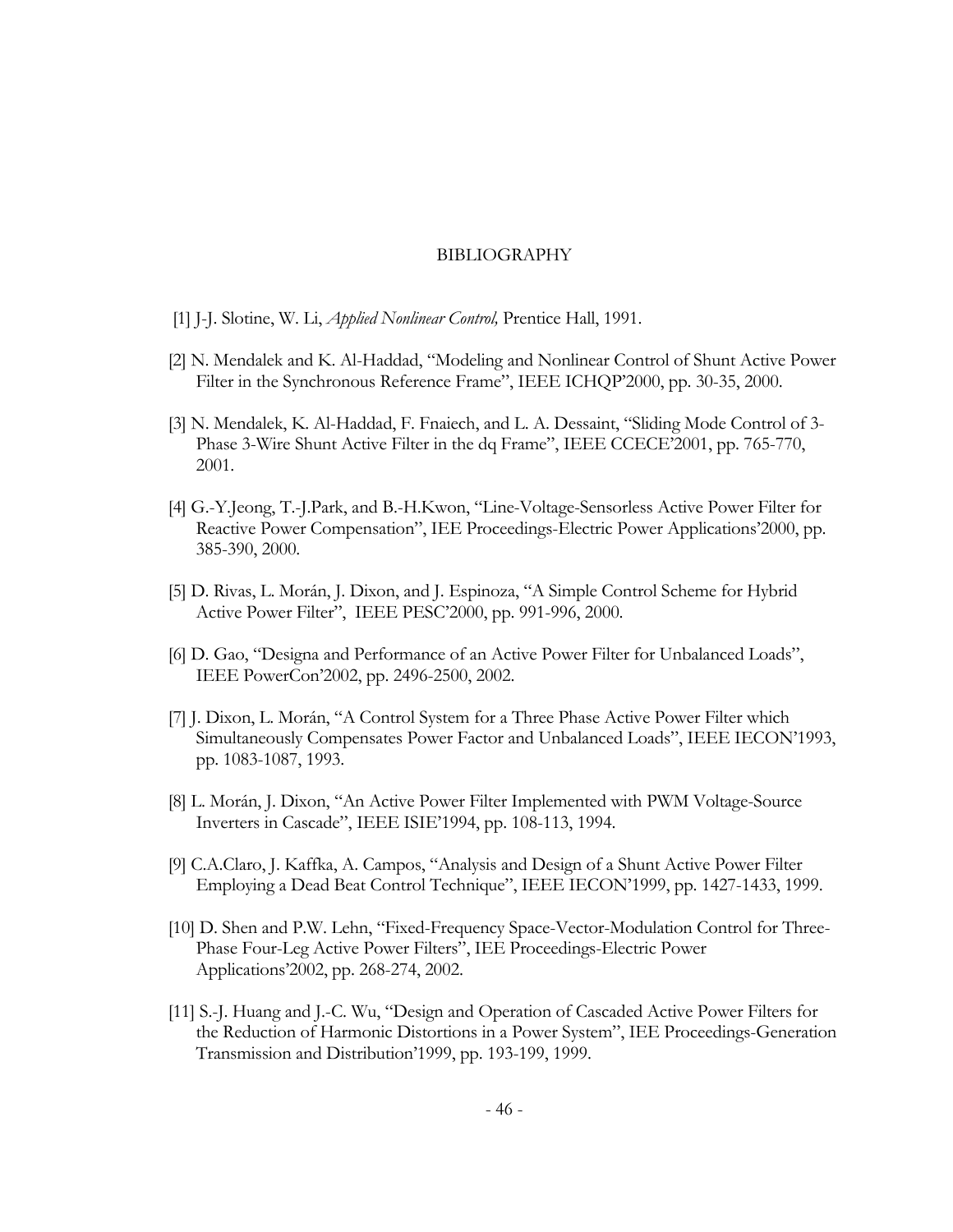# BIBLIOGRAPHY

[1] J-J. Slotine, W. Li, *Applied Nonlinear Control,* Prentice Hall, 1991.

[2] N. Mendalek and K. Al-Haddad, "Modeling and Nonlinear Control of Shunt Active Power Filter in the Synchronous Reference Frame", IEEE ICHQP'2000, pp. 30-35, 2000.

[3] N. Mendalek, K. Al-Haddad, F. Fnaiech, and L. A. Dessaint, "Sliding Mode Control of 3-Phase 3-Wire Shunt Active Filter in the dq Frame", IEEE CCECE'2001, pp. 765-770, 2001.

[4] G.-Y.Jeong, T.-J.Park, and B.-H.Kwon, "Line-Voltage-Sensorless Active Power Filter for Reactive Power Compensation", IEE Proceedings-Electric Power Applications'2000, pp. 385-390, 2000.

[5] D. Rivas, L. Morán, J. Dixon, and J. Espinoza, "A Simple Control Scheme for Hybrid Active Power Filter", IEEE PESC'2000, pp. 991-996, 2000.

[6] D. Gao, "Designa and Performance of an Active Power Filter for Unbalanced Loads", IEEE PowerCon'2002, pp. 2496-2500, 2002.

[7] J. Dixon, L. Morán, "A Control System for a Three Phase Active Power Filter which Simultaneously Compensates Power Factor and Unbalanced Loads", IEEE IECON'1993, pp. 1083-1087, 1993.

[8] L. Morán, J. Dixon, "An Active Power Filter Implemented with PWM Voltage-Source Inverters in Cascade", IEEE ISIE'1994, pp. 108-113, 1994.

[9] C.A.Claro, J. Kaffka, A. Campos, "Analysis and Design of a Shunt Active Power Filter Employing a Dead Beat Control Technique", IEEE IECON'1999, pp. 1427-1433, 1999.

[10] D. Shen and P.W. Lehn, "Fixed-Frequency Space-Vector-Modulation Control for Three-Phase Four-Leg Active Power Filters", IEE Proceedings-Electric Power Applications'2002, pp. 268-274, 2002.

[11] S.-J. Huang and J.-C. Wu, "Design and Operation of Cascaded Active Power Filters for the Reduction of Harmonic Distortions in a Power System", IEE Proceedings-Generation Transmission and Distribution'1999, pp. 193-199, 1999.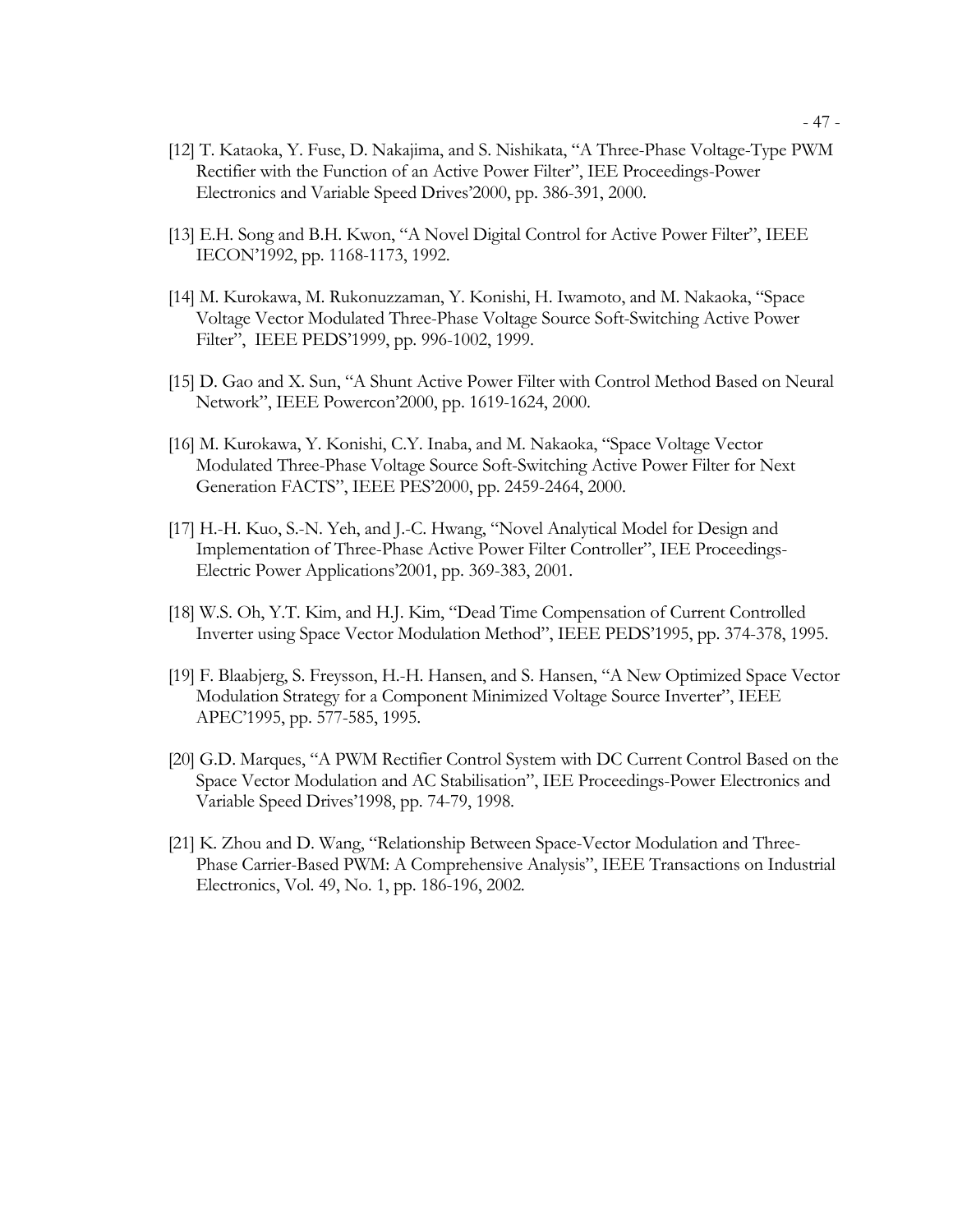[12] T. Kataoka, Y. Fuse, D. Nakajima, and S. Nishikata, "A Three-Phase Voltage-Type PWM Rectifier with the Function of an Active Power Filter", IEE Proceedings-Power Electronics and Variable Speed Drives'2000, pp. 386-391, 2000.

[13] E.H. Song and B.H. Kwon, "A Novel Digital Control for Active Power Filter", IEEE IECON'1992, pp. 1168-1173, 1992.

[14] M. Kurokawa, M. Rukonuzzaman, Y. Konishi, H. Iwamoto, and M. Nakaoka, "Space Voltage Vector Modulated Three-Phase Voltage Source Soft-Switching Active Power Filter", IEEE PEDS'1999, pp. 996-1002, 1999.

[15] D. Gao and X. Sun, "A Shunt Active Power Filter with Control Method Based on Neural Network", IEEE Powercon'2000, pp. 1619-1624, 2000.

[16] M. Kurokawa, Y. Konishi, C.Y. Inaba, and M. Nakaoka, "Space Voltage Vector Modulated Three-Phase Voltage Source Soft-Switching Active Power Filter for Next Generation FACTS", IEEE PES'2000, pp. 2459-2464, 2000.

[17] H.-H. Kuo, S.-N. Yeh, and J.-C. Hwang, "Novel Analytical Model for Design and Implementation of Three-Phase Active Power Filter Controller", IEE Proceedings-Electric Power Applications'2001, pp. 369-383, 2001.

[18] W.S. Oh, Y.T. Kim, and H.J. Kim, "Dead Time Compensation of Current Controlled Inverter using Space Vector Modulation Method", IEEE PEDS'1995, pp. 374-378, 1995.

[19] F. Blaabjerg, S. Freysson, H.-H. Hansen, and S. Hansen, "A New Optimized Space Vector Modulation Strategy for a Component Minimized Voltage Source Inverter", IEEE APEC'1995, pp. 577-585, 1995.

[20] G.D. Marques, "A PWM Rectifier Control System with DC Current Control Based on the Space Vector Modulation and AC Stabilisation", IEE Proceedings-Power Electronics and Variable Speed Drives'1998, pp. 74-79, 1998.

[21] K. Zhou and D. Wang, "Relationship Between Space-Vector Modulation and Three-Phase Carrier-Based PWM: A Comprehensive Analysis", IEEE Transactions on Industrial Electronics, Vol. 49, No. 1, pp. 186-196, 2002.